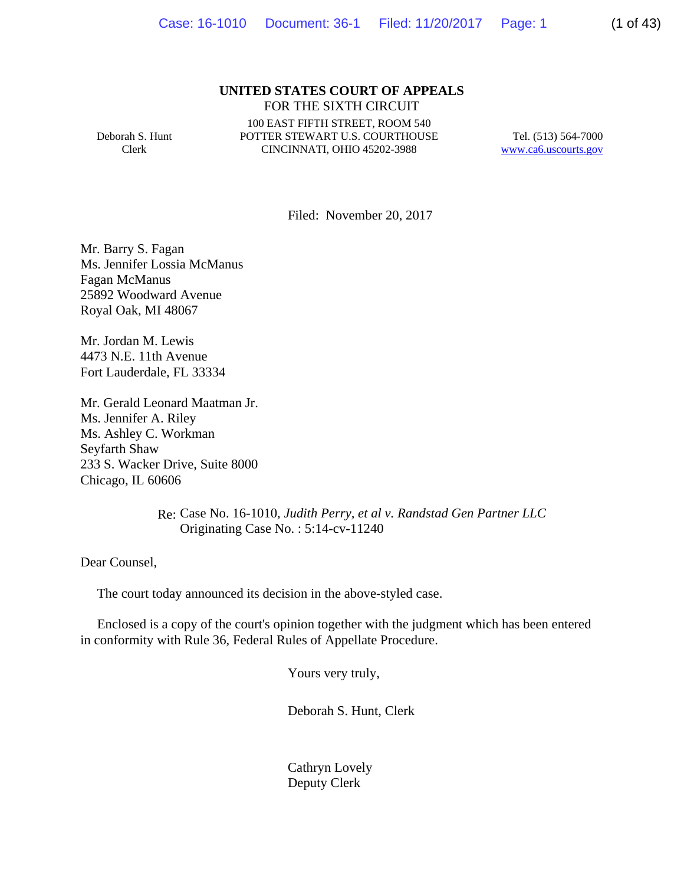**UNITED STATES COURT OF APPEALS**
FOR THE SIXTH CIRCUIT

Deborah S. Hunt
Clerk

100 EAST FIFTH STREET, ROOM 540
POTTER STEWART U.S. COURTHOUSE
CINCINNATI, OHIO 45202-3988

Tel. (513) 564-7000
www.ca6.uscourts.gov

Filed: November 20, 2017

Mr. Barry S. Fagan
Ms. Jennifer Lossia McManus
Fagan McManus
25892 Woodward Avenue
Royal Oak, MI 48067

Mr. Jordan M. Lewis
4473 N.E. 11th Avenue
Fort Lauderdale, FL 33334

Mr. Gerald Leonard Maatman Jr.
Ms. Jennifer A. Riley
Ms. Ashley C. Workman
Seyfarth Shaw
233 S. Wacker Drive, Suite 8000
Chicago, IL 60606

Re: Case No. 16-1010, *Judith Perry, et al v. Randstad Gen Partner LLC*
Originating Case No. : 5:14-cv-11240

Dear Counsel,

The court today announced its decision in the above-styled case.

Enclosed is a copy of the court's opinion together with the judgment which has been entered in conformity with Rule 36, Federal Rules of Appellate Procedure.

Yours very truly,

Deborah S. Hunt, Clerk

Cathryn Lovely
Deputy Clerk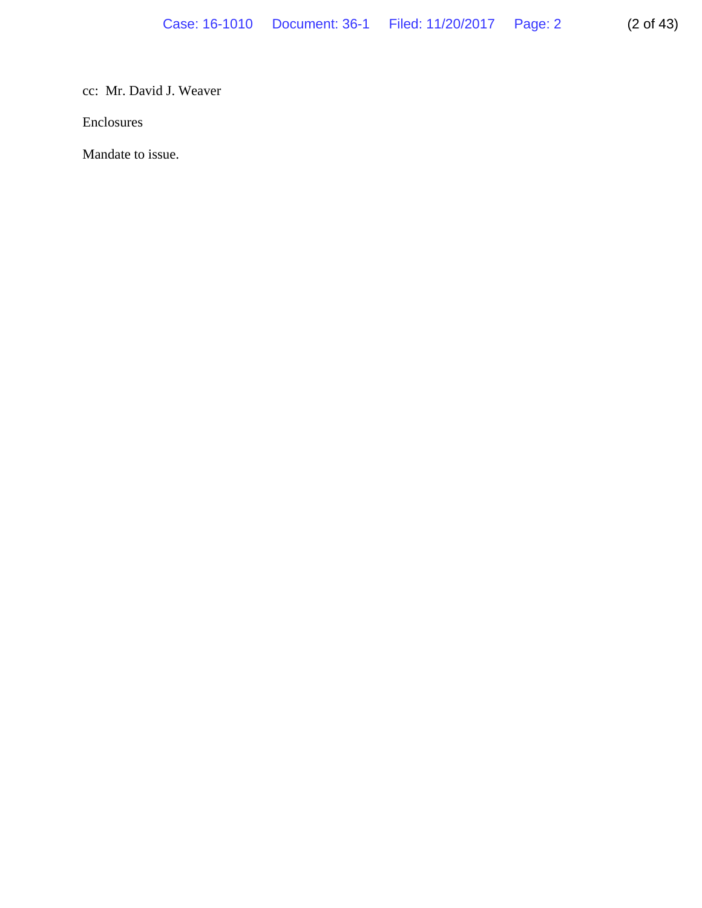cc: Mr. David J. Weaver

Enclosures

Mandate to issue.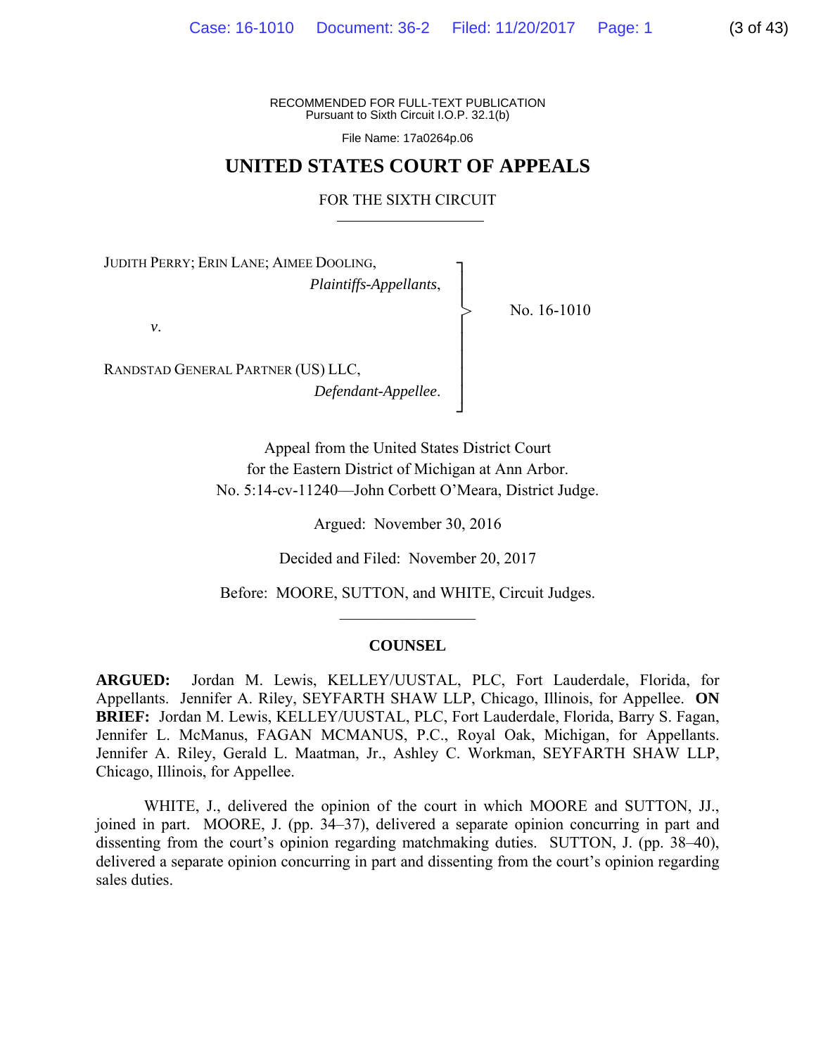RECOMMENDED FOR FULL-TEXT PUBLICATION
Pursuant to Sixth Circuit I.O.P. 32.1(b)

File Name: 17a0264p.06

# UNITED STATES COURT OF APPEALS

## FOR THE SIXTH CIRCUIT

JUDITH PERRY; ERIN LANE; AIMEE DOODLING,
*Plaintiffs-Appellants*,

*v*.

RANDSTAD GENERAL PARTNER (US) LLC,
*Defendant-Appellee*.

No. 16-1010

Appeal from the United States District Court
for the Eastern District of Michigan at Ann Arbor.
No. 5:14-cv-11240—John Corbett O'Meara, District Judge.

Argued: November 30, 2016

Decided and Filed: November 20, 2017

Before: MOORE, SUTTON, and WHITE, Circuit Judges.

### COUNSEL

**ARGUED:** Jordan M. Lewis, KELLEY/UUSTAL, PLC, Fort Lauderdale, Florida, for Appellants. Jennifer A. Riley, SEYFARTH SHAW LLP, Chicago, Illinois, for Appellee. **ON BRIEF:** Jordan M. Lewis, KELLEY/UUSTAL, PLC, Fort Lauderdale, Florida, Barry S. Fagan, Jennifer L. McManus, FAGAN MCMANUS, P.C., Royal Oak, Michigan, for Appellants. Jennifer A. Riley, Gerald L. Maatman, Jr., Ashley C. Workman, SEYFARTH SHAW LLP, Chicago, Illinois, for Appellee.

WHITE, J., delivered the opinion of the court in which MOORE and SUTTON, JJ., joined in part. MOORE, J. (pp. 34–37), delivered a separate opinion concurring in part and dissenting from the court's opinion regarding matchmaking duties. SUTTON, J. (pp. 38–40), delivered a separate opinion concurring in part and dissenting from the court's opinion regarding sales duties.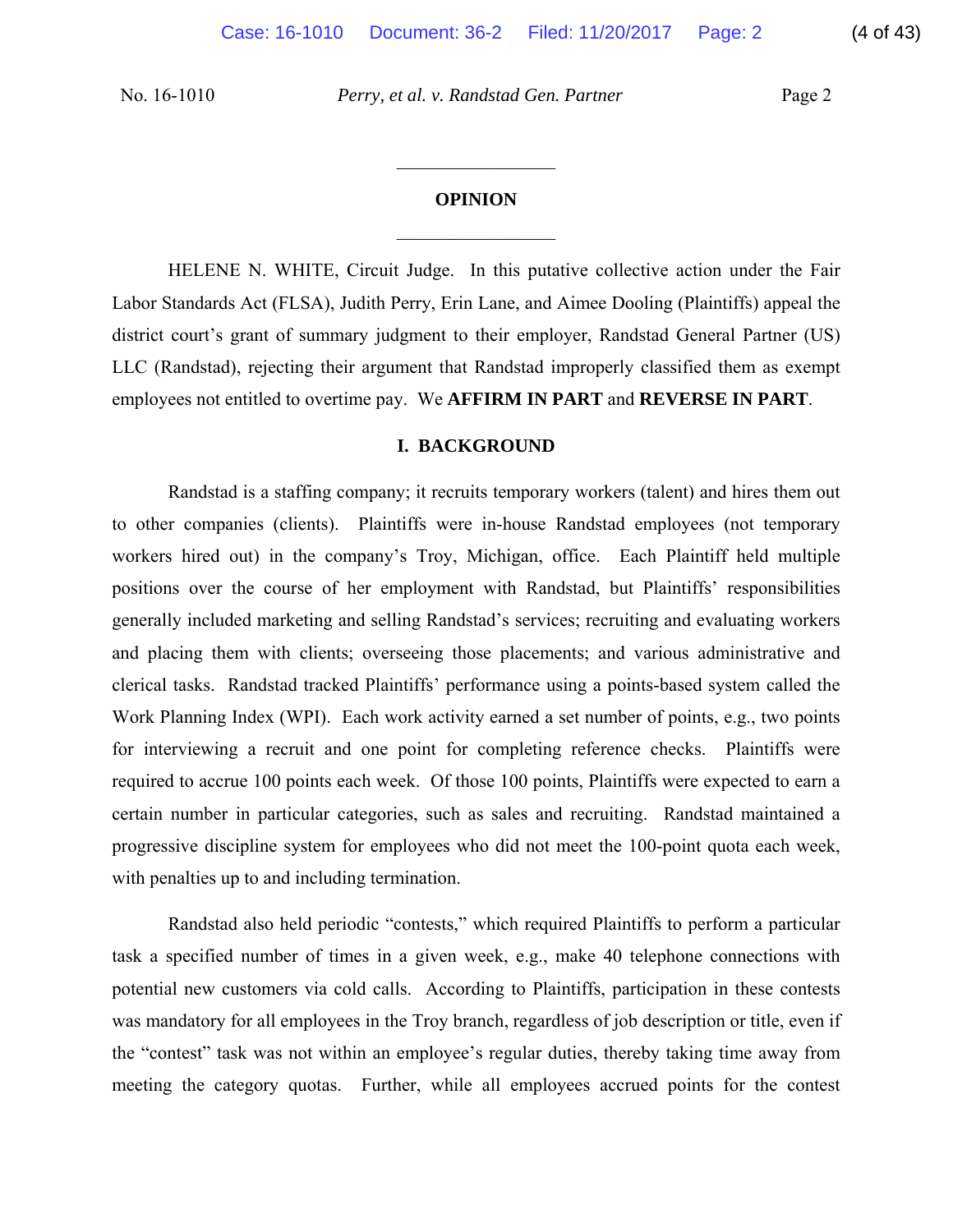## OPINION

HELENE N. WHITE, Circuit Judge. In this putative collective action under the Fair Labor Standards Act (FLSA), Judith Perry, Erin Lane, and Aimee Dooling (Plaintiffs) appeal the district court's grant of summary judgment to their employer, Randstad General Partner (US) LLC (Randstad), rejecting their argument that Randstad improperly classified them as exempt employees not entitled to overtime pay. We **AFFIRM IN PART** and **REVERSE IN PART**.

### I. BACKGROUND

Randstad is a staffing company; it recruits temporary workers (talent) and hires them out to other companies (clients). Plaintiffs were in-house Randstad employees (not temporary workers hired out) in the company's Troy, Michigan, office. Each Plaintiff held multiple positions over the course of her employment with Randstad, but Plaintiffs' responsibilities generally included marketing and selling Randstad's services; recruiting and evaluating workers and placing them with clients; overseeing those placements; and various administrative and clerical tasks. Randstad tracked Plaintiffs' performance using a points-based system called the Work Planning Index (WPI). Each work activity earned a set number of points, e.g., two points for interviewing a recruit and one point for completing reference checks. Plaintiffs were required to accrue 100 points each week. Of those 100 points, Plaintiffs were expected to earn a certain number in particular categories, such as sales and recruiting. Randstad maintained a progressive discipline system for employees who did not meet the 100-point quota each week, with penalties up to and including termination.

Randstad also held periodic "contests," which required Plaintiffs to perform a particular task a specified number of times in a given week, e.g., make 40 telephone connections with potential new customers via cold calls. According to Plaintiffs, participation in these contests was mandatory for all employees in the Troy branch, regardless of job description or title, even if the "contest" task was not within an employee's regular duties, thereby taking time away from meeting the category quotas. Further, while all employees accrued points for the contest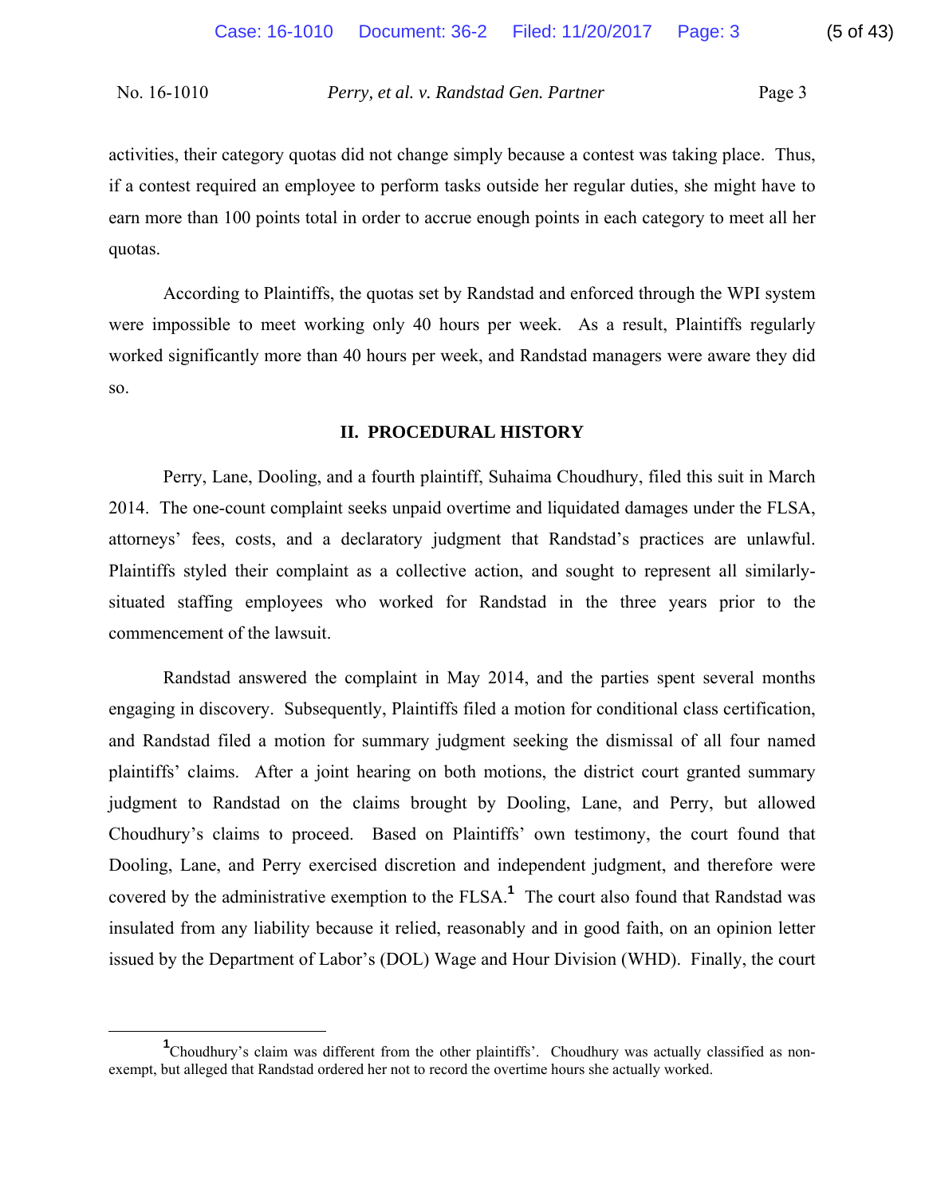activities, their category quotas did not change simply because a contest was taking place. Thus, if a contest required an employee to perform tasks outside her regular duties, she might have to earn more than 100 points total in order to accrue enough points in each category to meet all her quotas.

According to Plaintiffs, the quotas set by Randstad and enforced through the WPI system were impossible to meet working only 40 hours per week. As a result, Plaintiffs regularly worked significantly more than 40 hours per week, and Randstad managers were aware they did so.

## II. PROCEDURAL HISTORY

Perry, Lane, Dooling, and a fourth plaintiff, Suhaima Choudhury, filed this suit in March 2014. The one-count complaint seeks unpaid overtime and liquidated damages under the FLSA, attorneys' fees, costs, and a declaratory judgment that Randstad's practices are unlawful. Plaintiffs styled their complaint as a collective action, and sought to represent all similarly-situated staffing employees who worked for Randstad in the three years prior to the commencement of the lawsuit.

Randstad answered the complaint in May 2014, and the parties spent several months engaging in discovery. Subsequently, Plaintiffs filed a motion for conditional class certification, and Randstad filed a motion for summary judgment seeking the dismissal of all four named plaintiffs' claims. After a joint hearing on both motions, the district court granted summary judgment to Randstad on the claims brought by Dooling, Lane, and Perry, but allowed Choudhury's claims to proceed. Based on Plaintiffs' own testimony, the court found that Dooling, Lane, and Perry exercised discretion and independent judgment, and therefore were covered by the administrative exemption to the FLSA.[1] The court also found that Randstad was insulated from any liability because it relied, reasonably and in good faith, on an opinion letter issued by the Department of Labor's (DOL) Wage and Hour Division (WHD). Finally, the court

[1] Choudhury's claim was different from the other plaintiffs'. Choudhury was actually classified as non-exempt, but alleged that Randstad ordered her not to record the overtime hours she actually worked.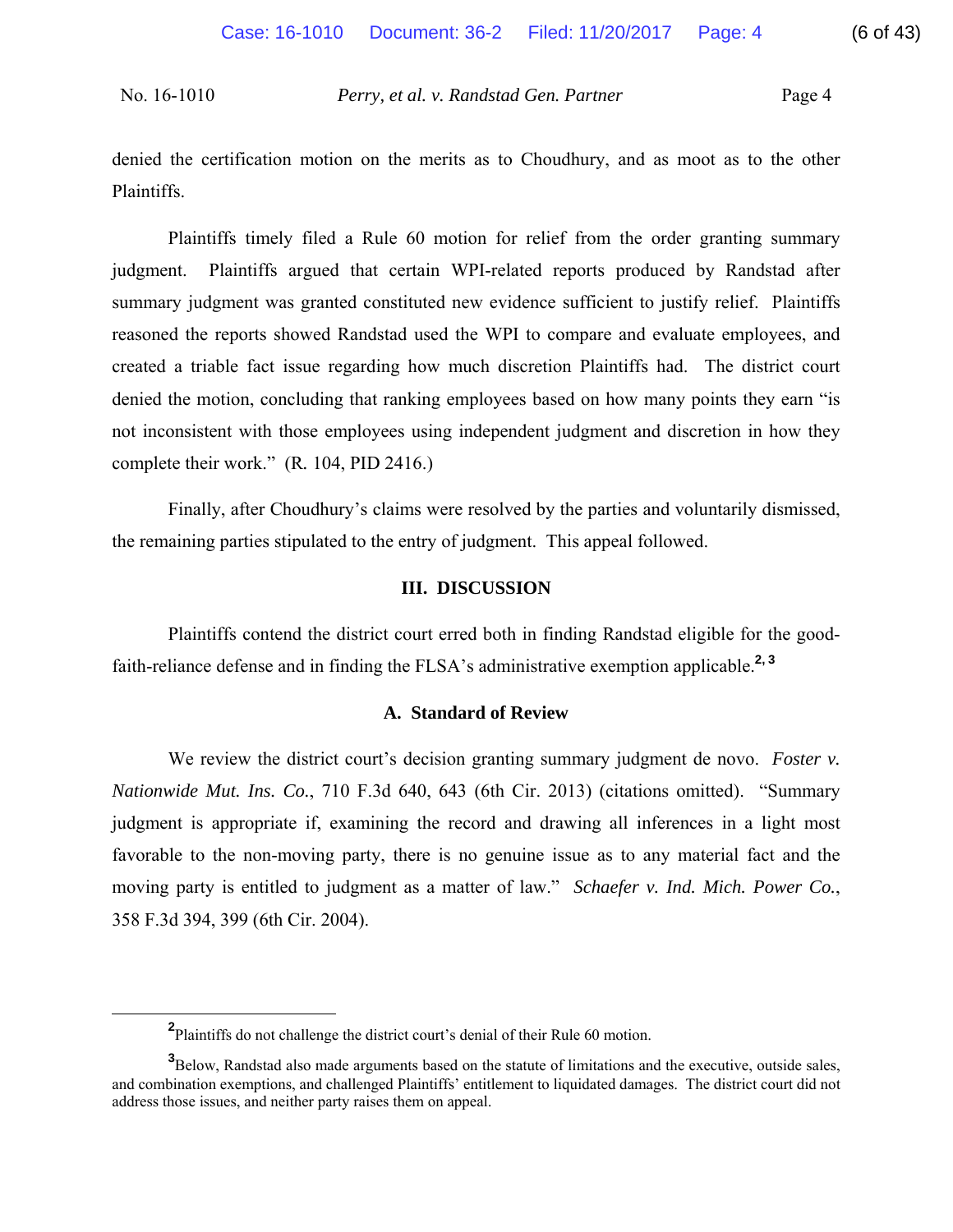denied the certification motion on the merits as to Choudhury, and as moot as to the other Plaintiffs.

Plaintiffs timely filed a Rule 60 motion for relief from the order granting summary judgment. Plaintiffs argued that certain WPI-related reports produced by Randstad after summary judgment was granted constituted new evidence sufficient to justify relief. Plaintiffs reasoned the reports showed Randstad used the WPI to compare and evaluate employees, and created a triable fact issue regarding how much discretion Plaintiffs had. The district court denied the motion, concluding that ranking employees based on how many points they earn "is not inconsistent with those employees using independent judgment and discretion in how they complete their work." (R. 104, PID 2416.)

Finally, after Choudhury's claims were resolved by the parties and voluntarily dismissed, the remaining parties stipulated to the entry of judgment. This appeal followed.

## III. DISCUSSION

Plaintiffs contend the district court erred both in finding Randstad eligible for the good-faith-reliance defense and in finding the FLSA's administrative exemption applicable.[2, 3]

### A. Standard of Review

We review the district court's decision granting summary judgment de novo. *Foster v. Nationwide Mut. Ins. Co.*, 710 F.3d 640, 643 (6th Cir. 2013) (citations omitted). "Summary judgment is appropriate if, examining the record and drawing all inferences in a light most favorable to the non-moving party, there is no genuine issue as to any material fact and the moving party is entitled to judgment as a matter of law." *Schaefer v. Ind. Mich. Power Co.*, 358 F.3d 394, 399 (6th Cir. 2004).

---

[2] Plaintiffs do not challenge the district court's denial of their Rule 60 motion.

[3] Below, Randstad also made arguments based on the statute of limitations and the executive, outside sales, and combination exemptions, and challenged Plaintiffs' entitlement to liquidated damages. The district court did not address those issues, and neither party raises them on appeal.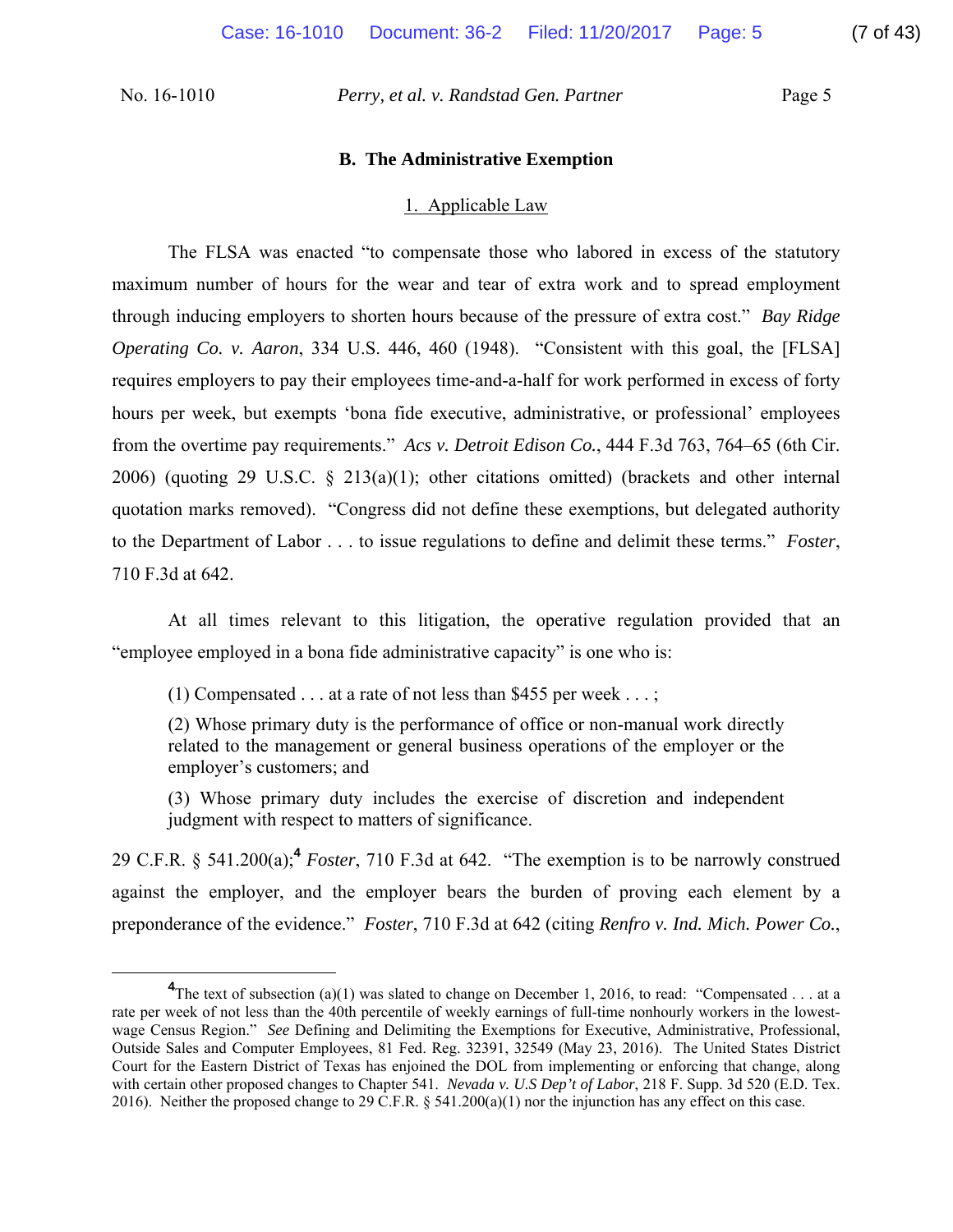### B. The Administrative Exemption

#### 1. Applicable Law

The FLSA was enacted "to compensate those who labored in excess of the statutory maximum number of hours for the wear and tear of extra work and to spread employment through inducing employers to shorten hours because of the pressure of extra cost." *Bay Ridge Operating Co. v. Aaron*, 334 U.S. 446, 460 (1948). "Consistent with this goal, the [FLSA] requires employers to pay their employees time-and-a-half for work performed in excess of forty hours per week, but exempts 'bona fide executive, administrative, or professional' employees from the overtime pay requirements." *Acs v. Detroit Edison Co.*, 444 F.3d 763, 764–65 (6th Cir. 2006) (quoting 29 U.S.C. § 213(a)(1); other citations omitted) (brackets and other internal quotation marks removed). "Congress did not define these exemptions, but delegated authority to the Department of Labor . . . to issue regulations to define and delimit these terms." *Foster*, 710 F.3d at 642.

At all times relevant to this litigation, the operative regulation provided that an "employee employed in a bona fide administrative capacity" is one who is:

> (1) Compensated . . . at a rate of not less than $455 per week . . . ;
>
> (2) Whose primary duty is the performance of office or non-manual work directly related to the management or general business operations of the employer or the employer's customers; and
>
> (3) Whose primary duty includes the exercise of discretion and independent judgment with respect to matters of significance.

29 C.F.R. § 541.200(a);[4] *Foster*, 710 F.3d at 642. "The exemption is to be narrowly construed against the employer, and the employer bears the burden of proving each element by a preponderance of the evidence." *Foster*, 710 F.3d at 642 (citing *Renfro v. Ind. Mich. Power Co.*,

---

[4]The text of subsection (a)(1) was slated to change on December 1, 2016, to read: "Compensated . . . at a rate per week of not less than the 40th percentile of weekly earnings of full-time nonhourly workers in the lowest-wage Census Region." *See* Defining and Delimiting the Exemptions for Executive, Administrative, Professional, Outside Sales and Computer Employees, 81 Fed. Reg. 32391, 32549 (May 23, 2016). The United States District Court for the Eastern District of Texas has enjoined the DOL from implementing or enforcing that change, along with certain other proposed changes to Chapter 541. *Nevada v. U.S Dep't of Labor*, 218 F. Supp. 3d 520 (E.D. Tex. 2016). Neither the proposed change to 29 C.F.R. § 541.200(a)(1) nor the injunction has any effect on this case.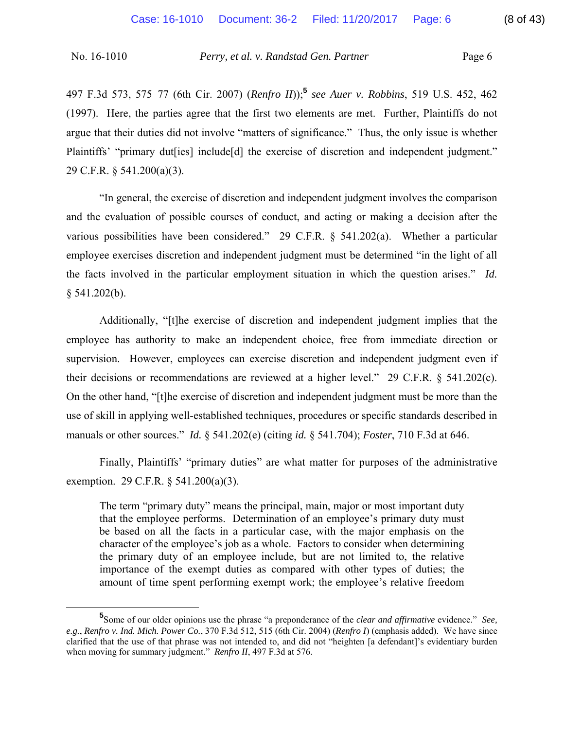497 F.3d 573, 575–77 (6th Cir. 2007) (*Renfro II*));[5] *see Auer v. Robbins*, 519 U.S. 452, 462 (1997). Here, the parties agree that the first two elements are met. Further, Plaintiffs do not argue that their duties did not involve "matters of significance." Thus, the only issue is whether Plaintiffs' "primary dut[ies] include[d] the exercise of discretion and independent judgment." 29 C.F.R. § 541.200(a)(3).

"In general, the exercise of discretion and independent judgment involves the comparison and the evaluation of possible courses of conduct, and acting or making a decision after the various possibilities have been considered." 29 C.F.R. § 541.202(a). Whether a particular employee exercises discretion and independent judgment must be determined "in the light of all the facts involved in the particular employment situation in which the question arises." *Id.* § 541.202(b).

Additionally, "[t]he exercise of discretion and independent judgment implies that the employee has authority to make an independent choice, free from immediate direction or supervision. However, employees can exercise discretion and independent judgment even if their decisions or recommendations are reviewed at a higher level." 29 C.F.R. § 541.202(c). On the other hand, "[t]he exercise of discretion and independent judgment must be more than the use of skill in applying well-established techniques, procedures or specific standards described in manuals or other sources." *Id.* § 541.202(e) (citing *id.* § 541.704); *Foster*, 710 F.3d at 646.

Finally, Plaintiffs' "primary duties" are what matter for purposes of the administrative exemption. 29 C.F.R. § 541.200(a)(3).

> The term "primary duty" means the principal, main, major or most important duty that the employee performs. Determination of an employee's primary duty must be based on all the facts in a particular case, with the major emphasis on the character of the employee's job as a whole. Factors to consider when determining the primary duty of an employee include, but are not limited to, the relative importance of the exempt duties as compared with other types of duties; the amount of time spent performing exempt work; the employee's relative freedom

[5] Some of our older opinions use the phrase "a preponderance of the *clear and affirmative* evidence." *See, e.g.*, *Renfro v. Ind. Mich. Power Co.*, 370 F.3d 512, 515 (6th Cir. 2004) (*Renfro I*) (emphasis added). We have since clarified that the use of that phrase was not intended to, and did not "heighten [a defendant]'s evidentiary burden when moving for summary judgment." *Renfro II*, 497 F.3d at 576.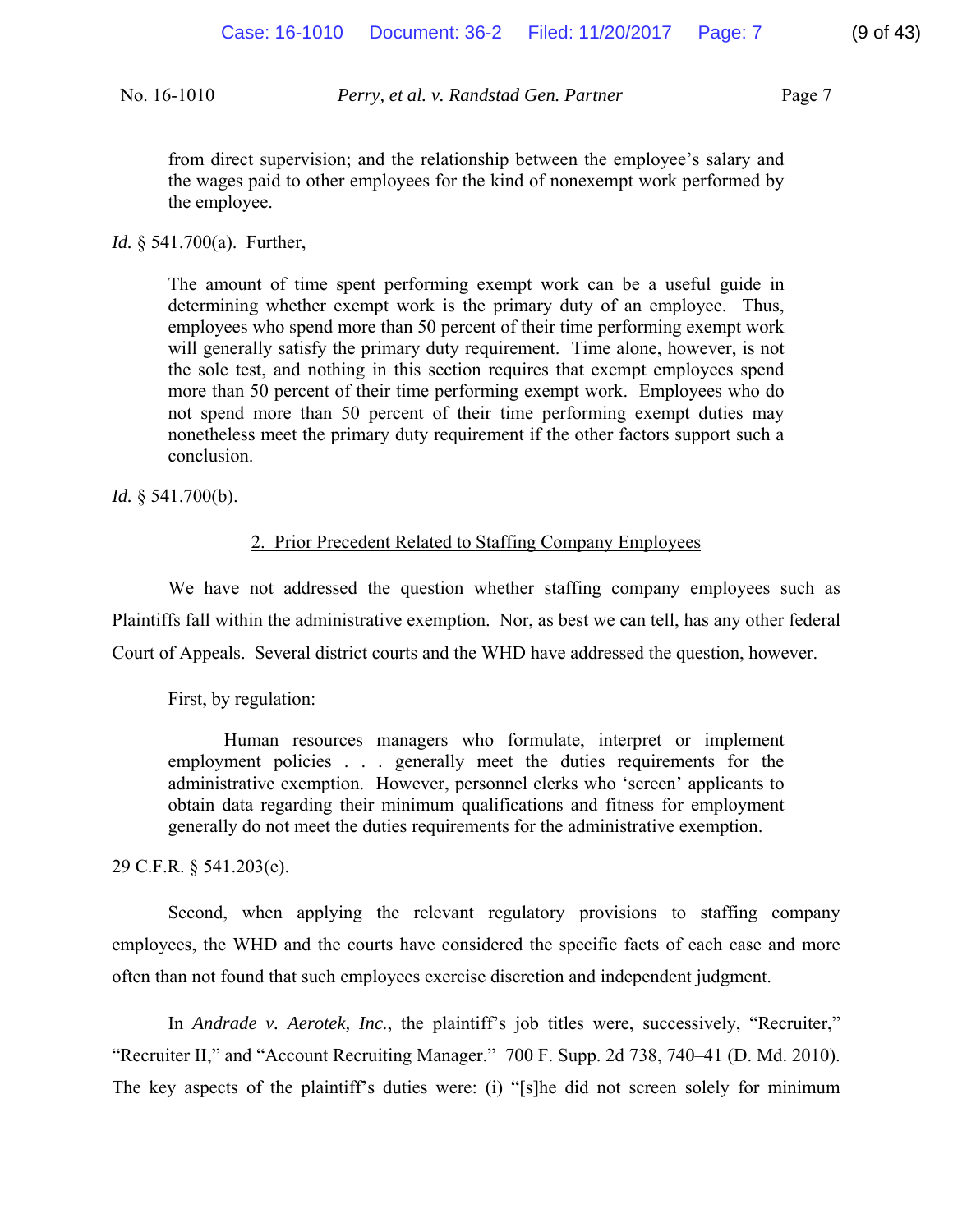> from direct supervision; and the relationship between the employee's salary and the wages paid to other employees for the kind of nonexempt work performed by the employee.

*Id.* § 541.700(a). Further,

> The amount of time spent performing exempt work can be a useful guide in determining whether exempt work is the primary duty of an employee. Thus, employees who spend more than 50 percent of their time performing exempt work will generally satisfy the primary duty requirement. Time alone, however, is not the sole test, and nothing in this section requires that exempt employees spend more than 50 percent of their time performing exempt work. Employees who do not spend more than 50 percent of their time performing exempt duties may nonetheless meet the primary duty requirement if the other factors support such a conclusion.

*Id.* § 541.700(b).

2. Prior Precedent Related to Staffing Company Employees

We have not addressed the question whether staffing company employees such as Plaintiffs fall within the administrative exemption. Nor, as best we can tell, has any other federal Court of Appeals. Several district courts and the WHD have addressed the question, however.

First, by regulation:

> Human resources managers who formulate, interpret or implement employment policies . . . generally meet the duties requirements for the administrative exemption. However, personnel clerks who 'screen' applicants to obtain data regarding their minimum qualifications and fitness for employment generally do not meet the duties requirements for the administrative exemption.

29 C.F.R. § 541.203(e).

Second, when applying the relevant regulatory provisions to staffing company employees, the WHD and the courts have considered the specific facts of each case and more often than not found that such employees exercise discretion and independent judgment.

In *Andrade v. Aerotek, Inc.*, the plaintiff's job titles were, successively, "Recruiter," "Recruiter II," and "Account Recruiting Manager." 700 F. Supp. 2d 738, 740–41 (D. Md. 2010). The key aspects of the plaintiff's duties were: (i) "[s]he did not screen solely for minimum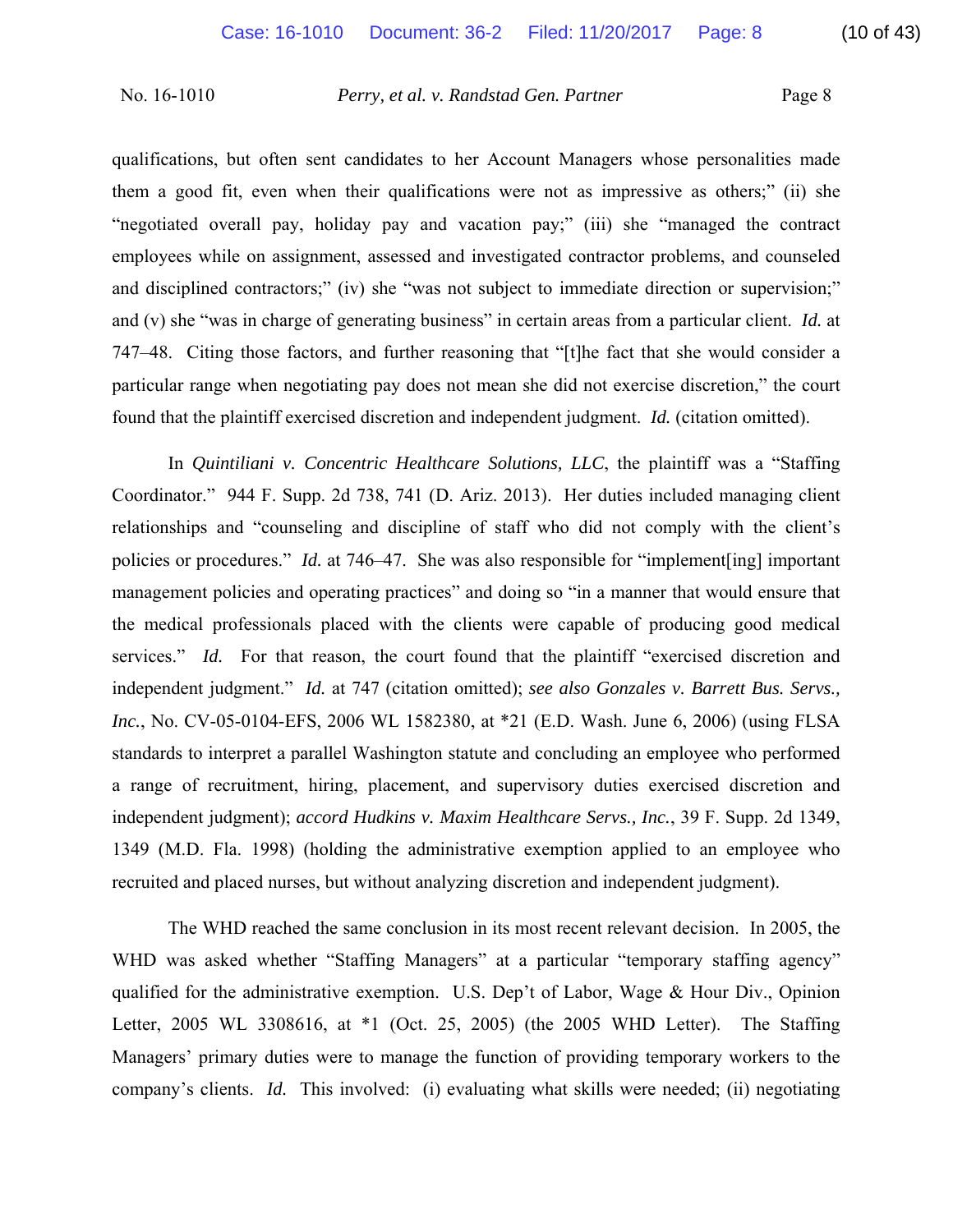qualifications, but often sent candidates to her Account Managers whose personalities made them a good fit, even when their qualifications were not as impressive as others;" (ii) she "negotiated overall pay, holiday pay and vacation pay;" (iii) she "managed the contract employees while on assignment, assessed and investigated contractor problems, and counseled and disciplined contractors;" (iv) she "was not subject to immediate direction or supervision;" and (v) she "was in charge of generating business" in certain areas from a particular client. *Id.* at 747–48. Citing those factors, and further reasoning that "[t]he fact that she would consider a particular range when negotiating pay does not mean she did not exercise discretion," the court found that the plaintiff exercised discretion and independent judgment. *Id.* (citation omitted).

In *Quintiliani v. Concentric Healthcare Solutions, LLC*, the plaintiff was a "Staffing Coordinator." 944 F. Supp. 2d 738, 741 (D. Ariz. 2013). Her duties included managing client relationships and "counseling and discipline of staff who did not comply with the client's policies or procedures." *Id.* at 746–47. She was also responsible for "implement[ing] important management policies and operating practices" and doing so "in a manner that would ensure that the medical professionals placed with the clients were capable of producing good medical services." *Id.* For that reason, the court found that the plaintiff "exercised discretion and independent judgment." *Id.* at 747 (citation omitted); *see also Gonzales v. Barrett Bus. Servs., Inc.*, No. CV-05-0104-EFS, 2006 WL 1582380, at *21 (E.D. Wash. June 6, 2006) (using FLSA standards to interpret a parallel Washington statute and concluding an employee who performed a range of recruitment, hiring, placement, and supervisory duties exercised discretion and independent judgment); *accord Hudkins v. Maxim Healthcare Servs., Inc.*, 39 F. Supp. 2d 1349, 1349 (M.D. Fla. 1998) (holding the administrative exemption applied to an employee who recruited and placed nurses, but without analyzing discretion and independent judgment).

The WHD reached the same conclusion in its most recent relevant decision. In 2005, the WHD was asked whether "Staffing Managers" at a particular "temporary staffing agency" qualified for the administrative exemption. U.S. Dep't of Labor, Wage & Hour Div., Opinion Letter, 2005 WL 3308616, at *1 (Oct. 25, 2005) (the 2005 WHD Letter). The Staffing Managers' primary duties were to manage the function of providing temporary workers to the company's clients. *Id.* This involved: (i) evaluating what skills were needed; (ii) negotiating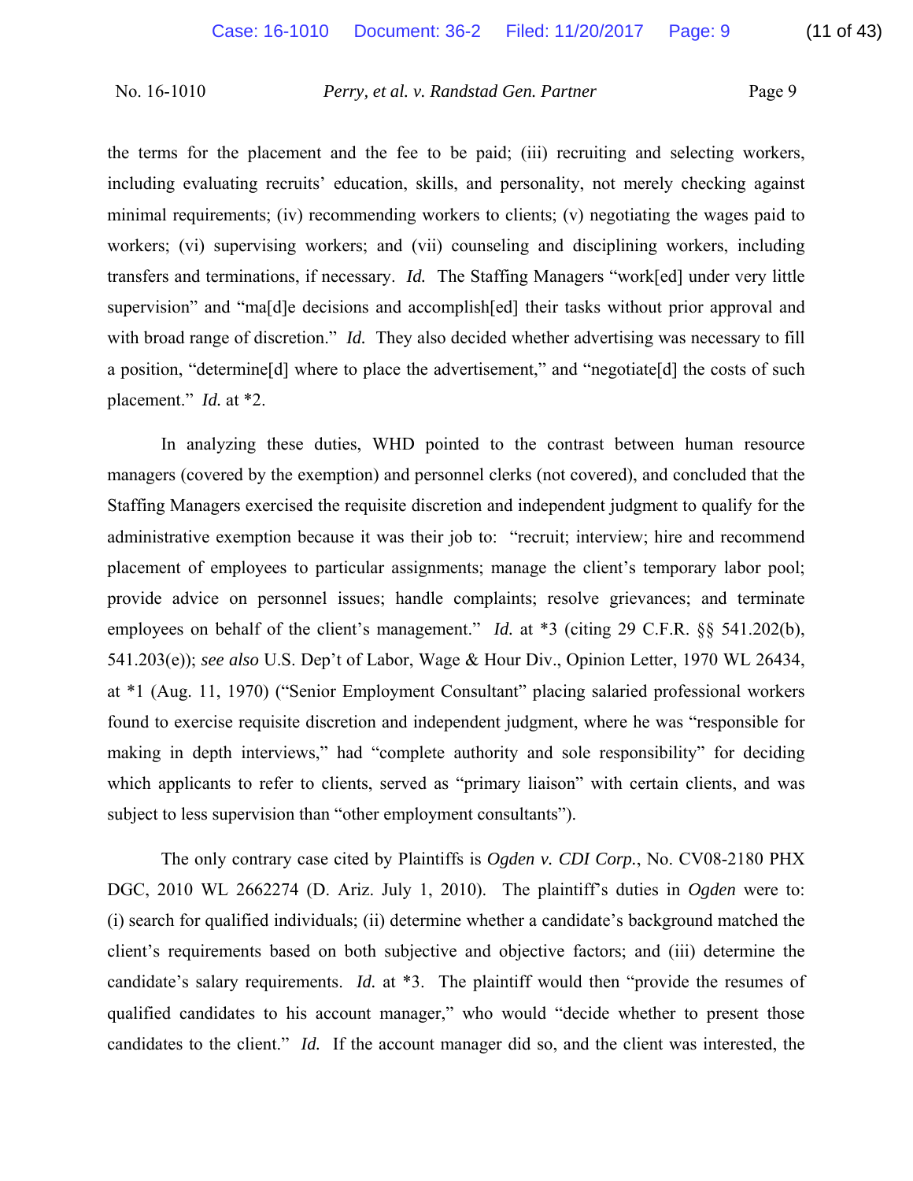the terms for the placement and the fee to be paid; (iii) recruiting and selecting workers, including evaluating recruits' education, skills, and personality, not merely checking against minimal requirements; (iv) recommending workers to clients; (v) negotiating the wages paid to workers; (vi) supervising workers; and (vii) counseling and disciplining workers, including transfers and terminations, if necessary. *Id.* The Staffing Managers "work[ed] under very little supervision" and "ma[d]e decisions and accomplish[ed] their tasks without prior approval and with broad range of discretion." *Id.* They also decided whether advertising was necessary to fill a position, "determine[d] where to place the advertisement," and "negotiate[d] the costs of such placement." *Id.* at *2.

In analyzing these duties, WHD pointed to the contrast between human resource managers (covered by the exemption) and personnel clerks (not covered), and concluded that the Staffing Managers exercised the requisite discretion and independent judgment to qualify for the administrative exemption because it was their job to: "recruit; interview; hire and recommend placement of employees to particular assignments; manage the client's temporary labor pool; provide advice on personnel issues; handle complaints; resolve grievances; and terminate employees on behalf of the client's management." *Id.* at *3 (citing 29 C.F.R. §§ 541.202(b), 541.203(e)); *see also* U.S. Dep't of Labor, Wage & Hour Div., Opinion Letter, 1970 WL 26434, at *1 (Aug. 11, 1970) ("Senior Employment Consultant" placing salaried professional workers found to exercise requisite discretion and independent judgment, where he was "responsible for making in depth interviews," had "complete authority and sole responsibility" for deciding which applicants to refer to clients, served as "primary liaison" with certain clients, and was subject to less supervision than "other employment consultants").

The only contrary case cited by Plaintiffs is *Ogden v. CDI Corp.*, No. CV08-2180 PHX DGC, 2010 WL 2662274 (D. Ariz. July 1, 2010). The plaintiff's duties in *Ogden* were to: (i) search for qualified individuals; (ii) determine whether a candidate's background matched the client's requirements based on both subjective and objective factors; and (iii) determine the candidate's salary requirements. *Id.* at *3. The plaintiff would then "provide the resumes of qualified candidates to his account manager," who would "decide whether to present those candidates to the client." *Id.* If the account manager did so, and the client was interested, the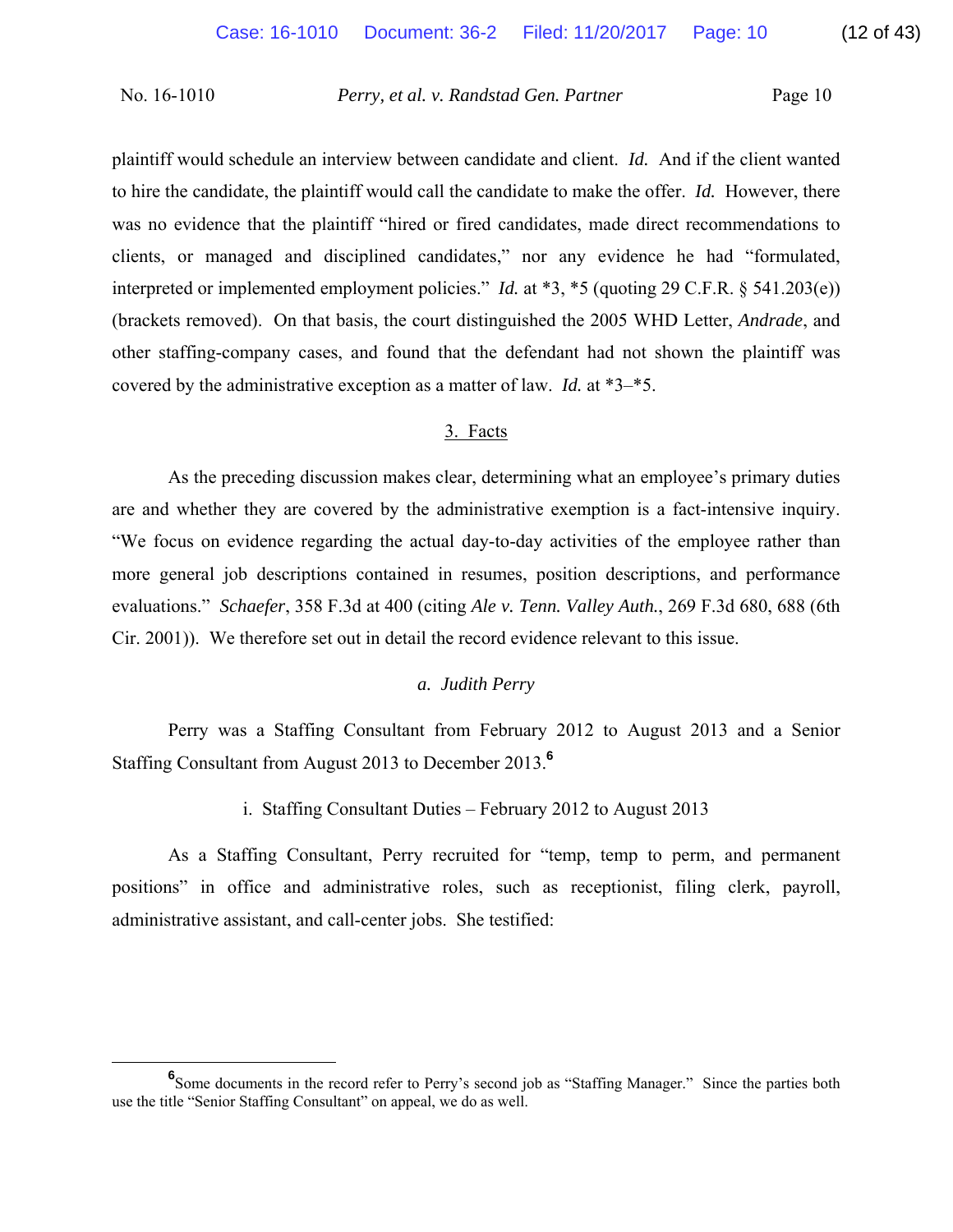plaintiff would schedule an interview between candidate and client. *Id.* And if the client wanted to hire the candidate, the plaintiff would call the candidate to make the offer. *Id.* However, there was no evidence that the plaintiff "hired or fired candidates, made direct recommendations to clients, or managed and disciplined candidates," nor any evidence he had "formulated, interpreted or implemented employment policies." *Id.* at *3, *5 (quoting 29 C.F.R. § 541.203(e)) (brackets removed). On that basis, the court distinguished the 2005 WHD Letter, *Andrade*, and other staffing-company cases, and found that the defendant had not shown the plaintiff was covered by the administrative exception as a matter of law. *Id.* at *3–*5.

### 3. Facts

As the preceding discussion makes clear, determining what an employee's primary duties are and whether they are covered by the administrative exemption is a fact-intensive inquiry. "We focus on evidence regarding the actual day-to-day activities of the employee rather than more general job descriptions contained in resumes, position descriptions, and performance evaluations." *Schaefer*, 358 F.3d at 400 (citing *Ale v. Tenn. Valley Auth.*, 269 F.3d 680, 688 (6th Cir. 2001)). We therefore set out in detail the record evidence relevant to this issue.

#### *a. Judith Perry*

Perry was a Staffing Consultant from February 2012 to August 2013 and a Senior Staffing Consultant from August 2013 to December 2013.[6]

##### i. Staffing Consultant Duties – February 2012 to August 2013

As a Staffing Consultant, Perry recruited for "temp, temp to perm, and permanent positions" in office and administrative roles, such as receptionist, filing clerk, payroll, administrative assistant, and call-center jobs. She testified:

---

[6] Some documents in the record refer to Perry's second job as "Staffing Manager." Since the parties both use the title "Senior Staffing Consultant" on appeal, we do as well.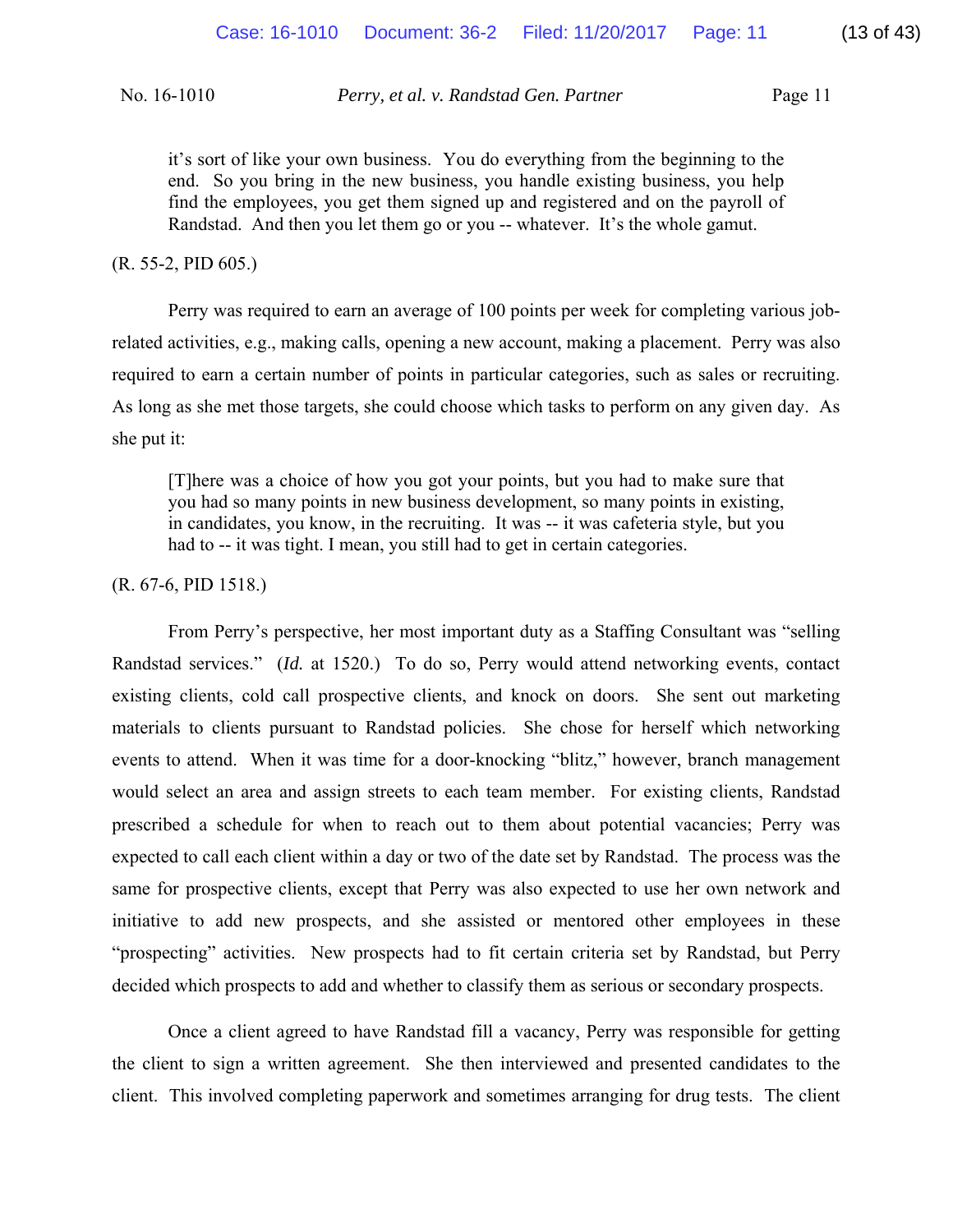> it's sort of like your own business. You do everything from the beginning to the end. So you bring in the new business, you handle existing business, you help find the employees, you get them signed up and registered and on the payroll of Randstad. And then you let them go or you -- whatever. It's the whole gamut.

(R. 55-2, PID 605.)

Perry was required to earn an average of 100 points per week for completing various job-related activities, e.g., making calls, opening a new account, making a placement. Perry was also required to earn a certain number of points in particular categories, such as sales or recruiting. As long as she met those targets, she could choose which tasks to perform on any given day. As she put it:

> [T]here was a choice of how you got your points, but you had to make sure that you had so many points in new business development, so many points in existing, in candidates, you know, in the recruiting. It was -- it was cafeteria style, but you had to -- it was tight. I mean, you still had to get in certain categories.

(R. 67-6, PID 1518.)

From Perry's perspective, her most important duty as a Staffing Consultant was "selling Randstad services." (*Id.* at 1520.) To do so, Perry would attend networking events, contact existing clients, cold call prospective clients, and knock on doors. She sent out marketing materials to clients pursuant to Randstad policies. She chose for herself which networking events to attend. When it was time for a door-knocking "blitz," however, branch management would select an area and assign streets to each team member. For existing clients, Randstad prescribed a schedule for when to reach out to them about potential vacancies; Perry was expected to call each client within a day or two of the date set by Randstad. The process was the same for prospective clients, except that Perry was also expected to use her own network and initiative to add new prospects, and she assisted or mentored other employees in these "prospecting" activities. New prospects had to fit certain criteria set by Randstad, but Perry decided which prospects to add and whether to classify them as serious or secondary prospects.

Once a client agreed to have Randstad fill a vacancy, Perry was responsible for getting the client to sign a written agreement. She then interviewed and presented candidates to the client. This involved completing paperwork and sometimes arranging for drug tests. The client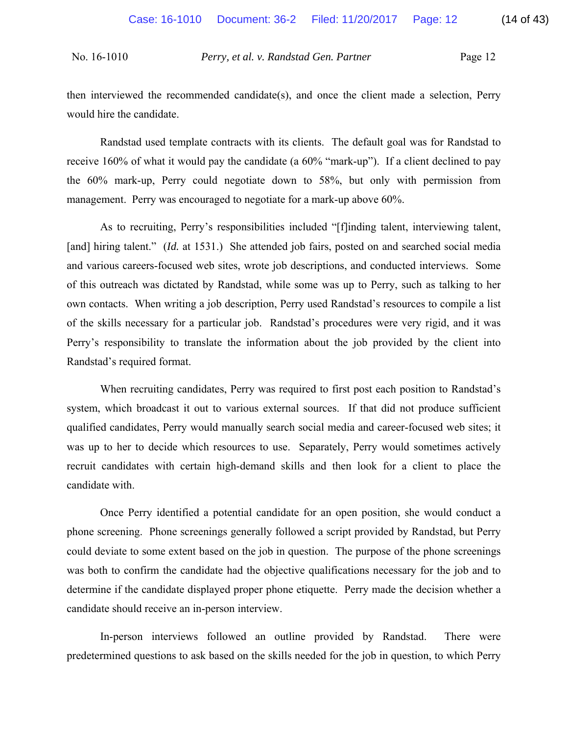then interviewed the recommended candidate(s), and once the client made a selection, Perry would hire the candidate.

Randstad used template contracts with its clients. The default goal was for Randstad to receive 160% of what it would pay the candidate (a 60% "mark-up"). If a client declined to pay the 60% mark-up, Perry could negotiate down to 58%, but only with permission from management. Perry was encouraged to negotiate for a mark-up above 60%.

As to recruiting, Perry's responsibilities included "[f]inding talent, interviewing talent, [and] hiring talent." (*Id.* at 1531.) She attended job fairs, posted on and searched social media and various careers-focused web sites, wrote job descriptions, and conducted interviews. Some of this outreach was dictated by Randstad, while some was up to Perry, such as talking to her own contacts. When writing a job description, Perry used Randstad's resources to compile a list of the skills necessary for a particular job. Randstad's procedures were very rigid, and it was Perry's responsibility to translate the information about the job provided by the client into Randstad's required format.

When recruiting candidates, Perry was required to first post each position to Randstad's system, which broadcast it out to various external sources. If that did not produce sufficient qualified candidates, Perry would manually search social media and career-focused web sites; it was up to her to decide which resources to use. Separately, Perry would sometimes actively recruit candidates with certain high-demand skills and then look for a client to place the candidate with.

Once Perry identified a potential candidate for an open position, she would conduct a phone screening. Phone screenings generally followed a script provided by Randstad, but Perry could deviate to some extent based on the job in question. The purpose of the phone screenings was both to confirm the candidate had the objective qualifications necessary for the job and to determine if the candidate displayed proper phone etiquette. Perry made the decision whether a candidate should receive an in-person interview.

In-person interviews followed an outline provided by Randstad. There were predetermined questions to ask based on the skills needed for the job in question, to which Perry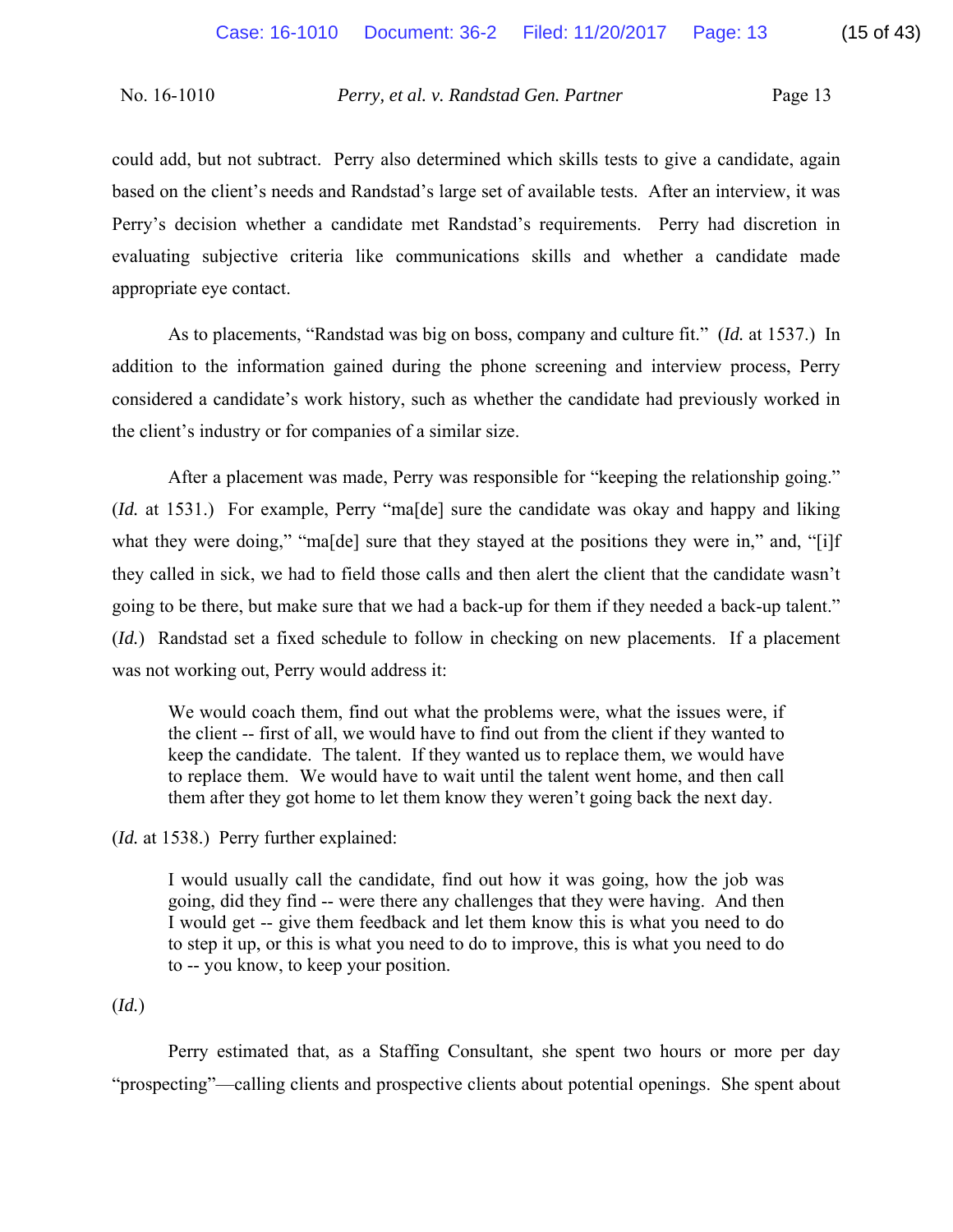could add, but not subtract. Perry also determined which skills tests to give a candidate, again based on the client's needs and Randstad's large set of available tests. After an interview, it was Perry's decision whether a candidate met Randstad's requirements. Perry had discretion in evaluating subjective criteria like communications skills and whether a candidate made appropriate eye contact.

As to placements, "Randstad was big on boss, company and culture fit." (*Id.* at 1537.) In addition to the information gained during the phone screening and interview process, Perry considered a candidate's work history, such as whether the candidate had previously worked in the client's industry or for companies of a similar size.

After a placement was made, Perry was responsible for "keeping the relationship going." (*Id.* at 1531.) For example, Perry "ma[de] sure the candidate was okay and happy and liking what they were doing," "ma[de] sure that they stayed at the positions they were in," and, "[i]f they called in sick, we had to field those calls and then alert the client that the candidate wasn't going to be there, but make sure that we had a back-up for them if they needed a back-up talent." (*Id.*) Randstad set a fixed schedule to follow in checking on new placements. If a placement was not working out, Perry would address it:

> We would coach them, find out what the problems were, what the issues were, if the client -- first of all, we would have to find out from the client if they wanted to keep the candidate. The talent. If they wanted us to replace them, we would have to replace them. We would have to wait until the talent went home, and then call them after they got home to let them know they weren't going back the next day.

(*Id.* at 1538.) Perry further explained:

> I would usually call the candidate, find out how it was going, how the job was going, did they find -- were there any challenges that they were having. And then I would get -- give them feedback and let them know this is what you need to do to step it up, or this is what you need to do to improve, this is what you need to do to -- you know, to keep your position.

(*Id.*)

Perry estimated that, as a Staffing Consultant, she spent two hours or more per day "prospecting"—calling clients and prospective clients about potential openings. She spent about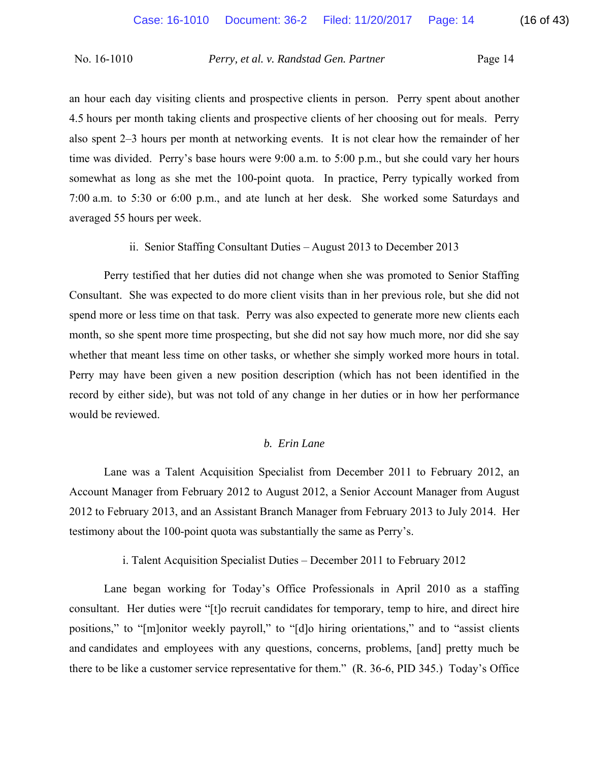an hour each day visiting clients and prospective clients in person. Perry spent about another 4.5 hours per month taking clients and prospective clients of her choosing out for meals. Perry also spent 2–3 hours per month at networking events. It is not clear how the remainder of her time was divided. Perry's base hours were 9:00 a.m. to 5:00 p.m., but she could vary her hours somewhat as long as she met the 100-point quota. In practice, Perry typically worked from 7:00 a.m. to 5:30 or 6:00 p.m., and ate lunch at her desk. She worked some Saturdays and averaged 55 hours per week.

ii. Senior Staffing Consultant Duties – August 2013 to December 2013

Perry testified that her duties did not change when she was promoted to Senior Staffing Consultant. She was expected to do more client visits than in her previous role, but she did not spend more or less time on that task. Perry was also expected to generate more new clients each month, so she spent more time prospecting, but she did not say how much more, nor did she say whether that meant less time on other tasks, or whether she simply worked more hours in total. Perry may have been given a new position description (which has not been identified in the record by either side), but was not told of any change in her duties or in how her performance would be reviewed.

*b. Erin Lane*

Lane was a Talent Acquisition Specialist from December 2011 to February 2012, an Account Manager from February 2012 to August 2012, a Senior Account Manager from August 2012 to February 2013, and an Assistant Branch Manager from February 2013 to July 2014. Her testimony about the 100-point quota was substantially the same as Perry's.

i. Talent Acquisition Specialist Duties – December 2011 to February 2012

Lane began working for Today's Office Professionals in April 2010 as a staffing consultant. Her duties were "[t]o recruit candidates for temporary, temp to hire, and direct hire positions," to "[m]onitor weekly payroll," to "[d]o hiring orientations," and to "assist clients and candidates and employees with any questions, concerns, problems, [and] pretty much be there to be like a customer service representative for them." (R. 36-6, PID 345.) Today's Office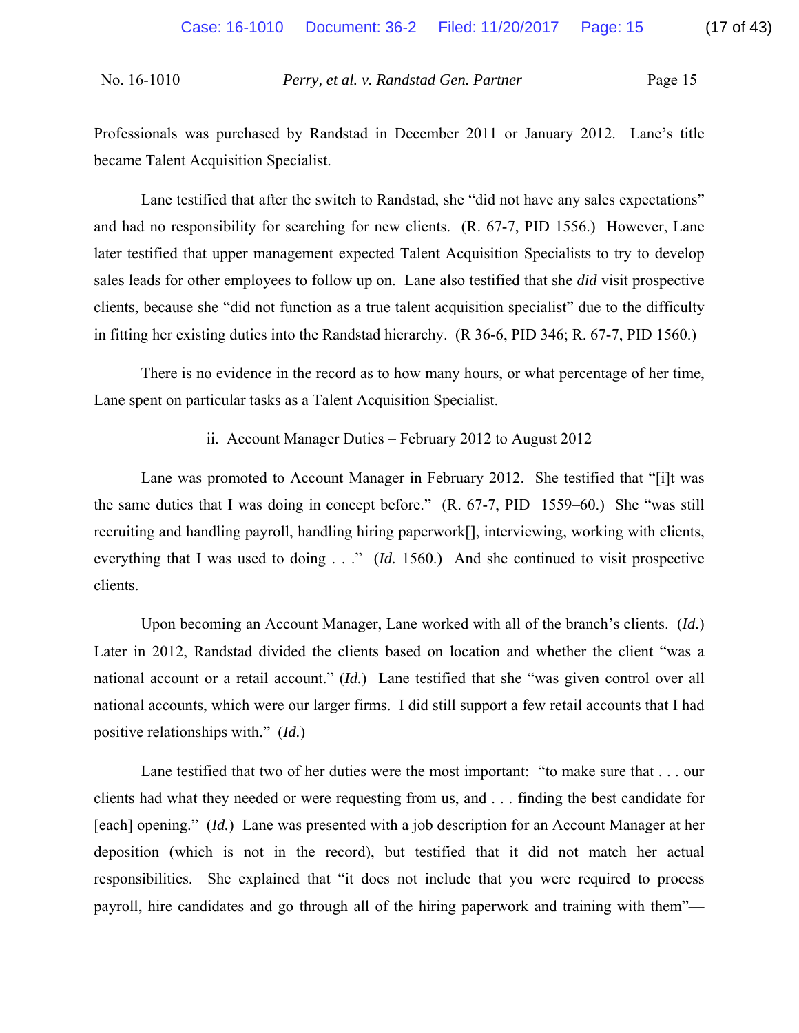Professionals was purchased by Randstad in December 2011 or January 2012. Lane's title became Talent Acquisition Specialist.

Lane testified that after the switch to Randstad, she "did not have any sales expectations" and had no responsibility for searching for new clients. (R. 67-7, PID 1556.) However, Lane later testified that upper management expected Talent Acquisition Specialists to try to develop sales leads for other employees to follow up on. Lane also testified that she *did* visit prospective clients, because she "did not function as a true talent acquisition specialist" due to the difficulty in fitting her existing duties into the Randstad hierarchy. (R 36-6, PID 346; R. 67-7, PID 1560.)

There is no evidence in the record as to how many hours, or what percentage of her time, Lane spent on particular tasks as a Talent Acquisition Specialist.

ii. Account Manager Duties – February 2012 to August 2012

Lane was promoted to Account Manager in February 2012. She testified that "[i]t was the same duties that I was doing in concept before." (R. 67-7, PID 1559–60.) She "was still recruiting and handling payroll, handling hiring paperwork[], interviewing, working with clients, everything that I was used to doing . . ." (*Id.* 1560.) And she continued to visit prospective clients.

Upon becoming an Account Manager, Lane worked with all of the branch's clients. (*Id.*) Later in 2012, Randstad divided the clients based on location and whether the client "was a national account or a retail account." (*Id.*) Lane testified that she "was given control over all national accounts, which were our larger firms. I did still support a few retail accounts that I had positive relationships with." (*Id.*)

Lane testified that two of her duties were the most important: "to make sure that . . . our clients had what they needed or were requesting from us, and . . . finding the best candidate for [each] opening." (*Id.*) Lane was presented with a job description for an Account Manager at her deposition (which is not in the record), but testified that it did not match her actual responsibilities. She explained that "it does not include that you were required to process payroll, hire candidates and go through all of the hiring paperwork and training with them"—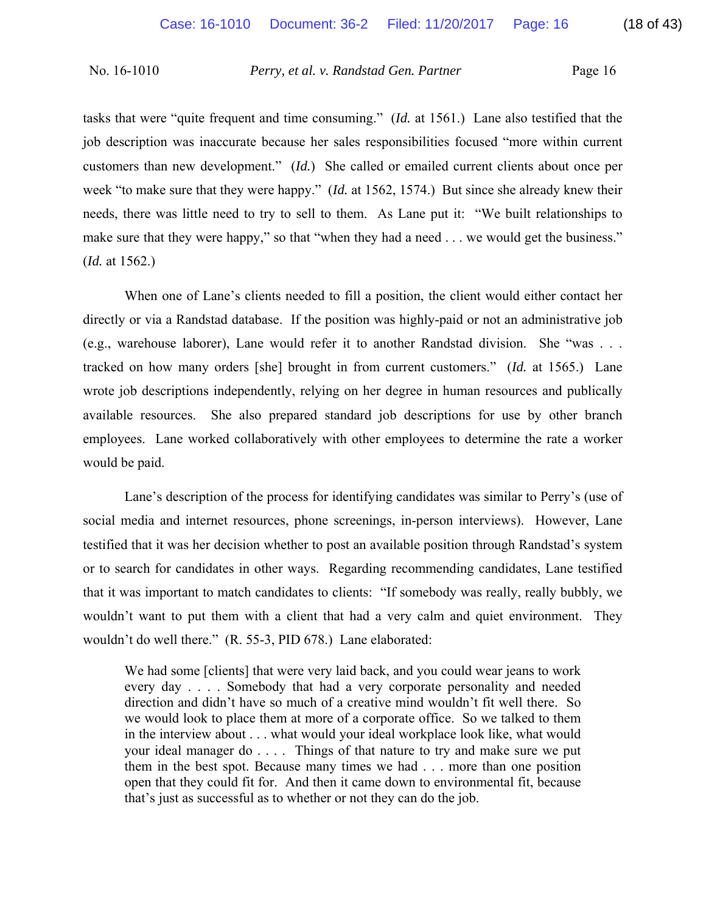tasks that were "quite frequent and time consuming." (*Id.* at 1561.) Lane also testified that the job description was inaccurate because her sales responsibilities focused "more within current customers than new development." (*Id.*) She called or emailed current clients about once per week "to make sure that they were happy." (*Id.* at 1562, 1574.) But since she already knew their needs, there was little need to try to sell to them. As Lane put it: "We built relationships to make sure that they were happy," so that "when they had a need . . . we would get the business." (*Id.* at 1562.)

When one of Lane's clients needed to fill a position, the client would either contact her directly or via a Randstad database. If the position was highly-paid or not an administrative job (e.g., warehouse laborer), Lane would refer it to another Randstad division. She "was . . . tracked on how many orders [she] brought in from current customers." (*Id.* at 1565.) Lane wrote job descriptions independently, relying on her degree in human resources and publically available resources. She also prepared standard job descriptions for use by other branch employees. Lane worked collaboratively with other employees to determine the rate a worker would be paid.

Lane's description of the process for identifying candidates was similar to Perry's (use of social media and internet resources, phone screenings, in-person interviews). However, Lane testified that it was her decision whether to post an available position through Randstad's system or to search for candidates in other ways. Regarding recommending candidates, Lane testified that it was important to match candidates to clients: "If somebody was really, really bubbly, we wouldn't want to put them with a client that had a very calm and quiet environment. They wouldn't do well there." (R. 55-3, PID 678.) Lane elaborated:

> We had some [clients] that were very laid back, and you could wear jeans to work every day . . . . Somebody that had a very corporate personality and needed direction and didn't have so much of a creative mind wouldn't fit well there. So we would look to place them at more of a corporate office. So we talked to them in the interview about . . . what would your ideal workplace look like, what would your ideal manager do . . . . Things of that nature to try and make sure we put them in the best spot. Because many times we had . . . more than one position open that they could fit for. And then it came down to environmental fit, because that's just as successful as to whether or not they can do the job.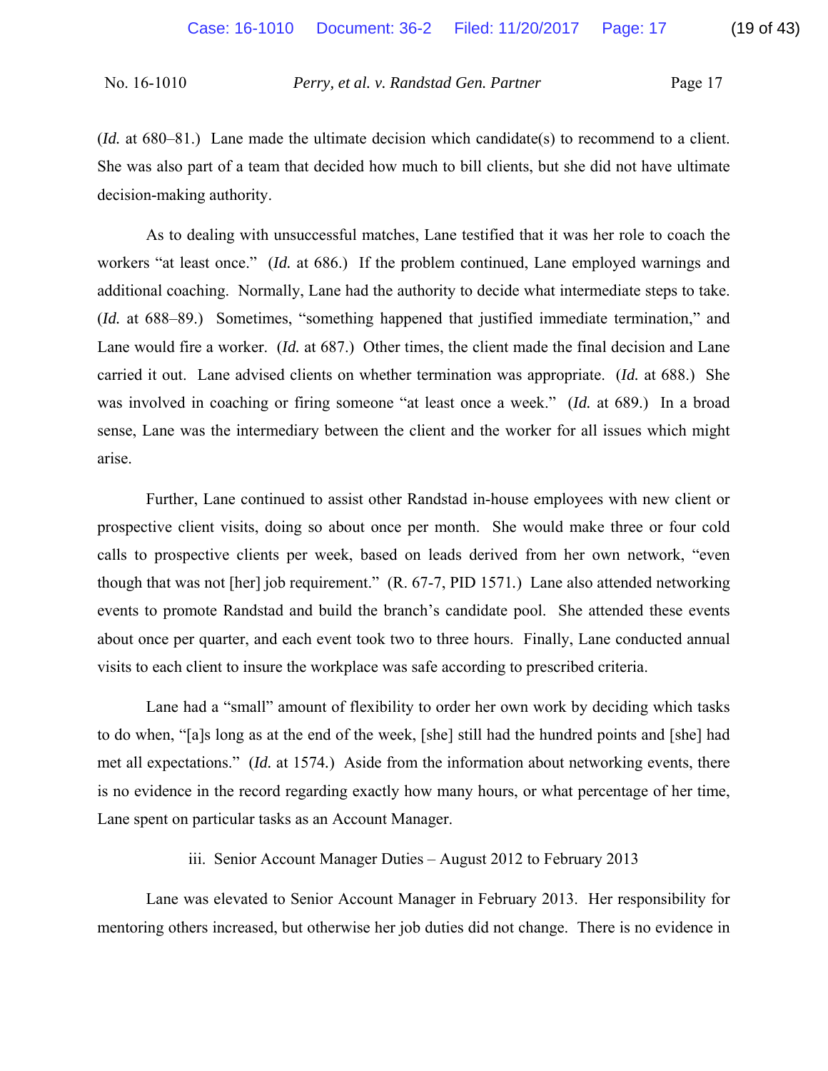(*Id.* at 680–81.) Lane made the ultimate decision which candidate(s) to recommend to a client. She was also part of a team that decided how much to bill clients, but she did not have ultimate decision-making authority.

As to dealing with unsuccessful matches, Lane testified that it was her role to coach the workers "at least once." (*Id.* at 686.) If the problem continued, Lane employed warnings and additional coaching. Normally, Lane had the authority to decide what intermediate steps to take. (*Id.* at 688–89.) Sometimes, "something happened that justified immediate termination," and Lane would fire a worker. (*Id.* at 687.) Other times, the client made the final decision and Lane carried it out. Lane advised clients on whether termination was appropriate. (*Id.* at 688.) She was involved in coaching or firing someone "at least once a week." (*Id.* at 689.) In a broad sense, Lane was the intermediary between the client and the worker for all issues which might arise.

Further, Lane continued to assist other Randstad in-house employees with new client or prospective client visits, doing so about once per month. She would make three or four cold calls to prospective clients per week, based on leads derived from her own network, "even though that was not [her] job requirement." (R. 67-7, PID 1571.) Lane also attended networking events to promote Randstad and build the branch's candidate pool. She attended these events about once per quarter, and each event took two to three hours. Finally, Lane conducted annual visits to each client to insure the workplace was safe according to prescribed criteria.

Lane had a "small" amount of flexibility to order her own work by deciding which tasks to do when, "[a]s long as at the end of the week, [she] still had the hundred points and [she] had met all expectations." (*Id.* at 1574.) Aside from the information about networking events, there is no evidence in the record regarding exactly how many hours, or what percentage of her time, Lane spent on particular tasks as an Account Manager.

iii. Senior Account Manager Duties – August 2012 to February 2013

Lane was elevated to Senior Account Manager in February 2013. Her responsibility for mentoring others increased, but otherwise her job duties did not change. There is no evidence in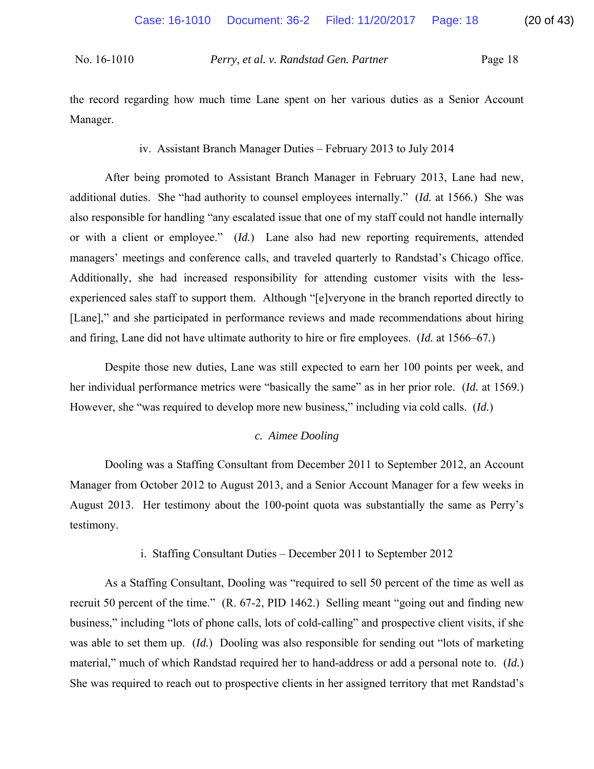the record regarding how much time Lane spent on her various duties as a Senior Account Manager.

iv. Assistant Branch Manager Duties – February 2013 to July 2014

After being promoted to Assistant Branch Manager in February 2013, Lane had new, additional duties. She "had authority to counsel employees internally." (*Id.* at 1566.) She was also responsible for handling "any escalated issue that one of my staff could not handle internally or with a client or employee." (*Id.*) Lane also had new reporting requirements, attended managers' meetings and conference calls, and traveled quarterly to Randstad's Chicago office. Additionally, she had increased responsibility for attending customer visits with the less-experienced sales staff to support them. Although "[e]veryone in the branch reported directly to [Lane]," and she participated in performance reviews and made recommendations about hiring and firing, Lane did not have ultimate authority to hire or fire employees. (*Id.* at 1566–67.)

Despite those new duties, Lane was still expected to earn her 100 points per week, and her individual performance metrics were "basically the same" as in her prior role. (*Id.* at 1569.) However, she "was required to develop more new business," including via cold calls. (*Id.*)

*c. Aimee Dooling*

Dooling was a Staffing Consultant from December 2011 to September 2012, an Account Manager from October 2012 to August 2013, and a Senior Account Manager for a few weeks in August 2013. Her testimony about the 100-point quota was substantially the same as Perry's testimony.

i. Staffing Consultant Duties – December 2011 to September 2012

As a Staffing Consultant, Dooling was "required to sell 50 percent of the time as well as recruit 50 percent of the time." (R. 67-2, PID 1462.) Selling meant "going out and finding new business," including "lots of phone calls, lots of cold-calling" and prospective client visits, if she was able to set them up. (*Id.*) Dooling was also responsible for sending out "lots of marketing material," much of which Randstad required her to hand-address or add a personal note to. (*Id.*) She was required to reach out to prospective clients in her assigned territory that met Randstad's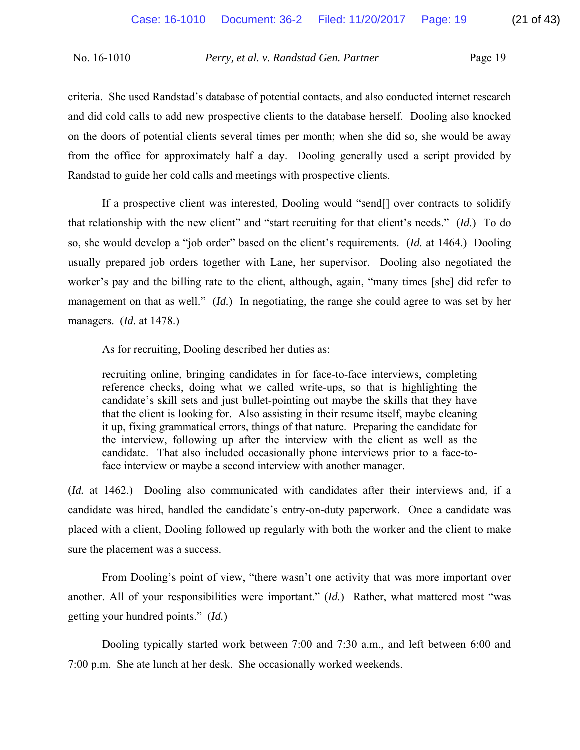criteria. She used Randstad's database of potential contacts, and also conducted internet research and did cold calls to add new prospective clients to the database herself. Dooling also knocked on the doors of potential clients several times per month; when she did so, she would be away from the office for approximately half a day. Dooling generally used a script provided by Randstad to guide her cold calls and meetings with prospective clients.

If a prospective client was interested, Dooling would "send[] over contracts to solidify that relationship with the new client" and "start recruiting for that client's needs." (*Id.*) To do so, she would develop a "job order" based on the client's requirements. (*Id.* at 1464.) Dooling usually prepared job orders together with Lane, her supervisor. Dooling also negotiated the worker's pay and the billing rate to the client, although, again, "many times [she] did refer to management on that as well." (*Id.*) In negotiating, the range she could agree to was set by her managers. (*Id.* at 1478.)

As for recruiting, Dooling described her duties as:

> recruiting online, bringing candidates in for face-to-face interviews, completing reference checks, doing what we called write-ups, so that is highlighting the candidate's skill sets and just bullet-pointing out maybe the skills that they have that the client is looking for. Also assisting in their resume itself, maybe cleaning it up, fixing grammatical errors, things of that nature. Preparing the candidate for the interview, following up after the interview with the client as well as the candidate. That also included occasionally phone interviews prior to a face-to-face interview or maybe a second interview with another manager.

(*Id.* at 1462.) Dooling also communicated with candidates after their interviews and, if a candidate was hired, handled the candidate's entry-on-duty paperwork. Once a candidate was placed with a client, Dooling followed up regularly with both the worker and the client to make sure the placement was a success.

From Dooling's point of view, "there wasn't one activity that was more important over another. All of your responsibilities were important." (*Id.*) Rather, what mattered most "was getting your hundred points." (*Id.*)

Dooling typically started work between 7:00 and 7:30 a.m., and left between 6:00 and 7:00 p.m. She ate lunch at her desk. She occasionally worked weekends.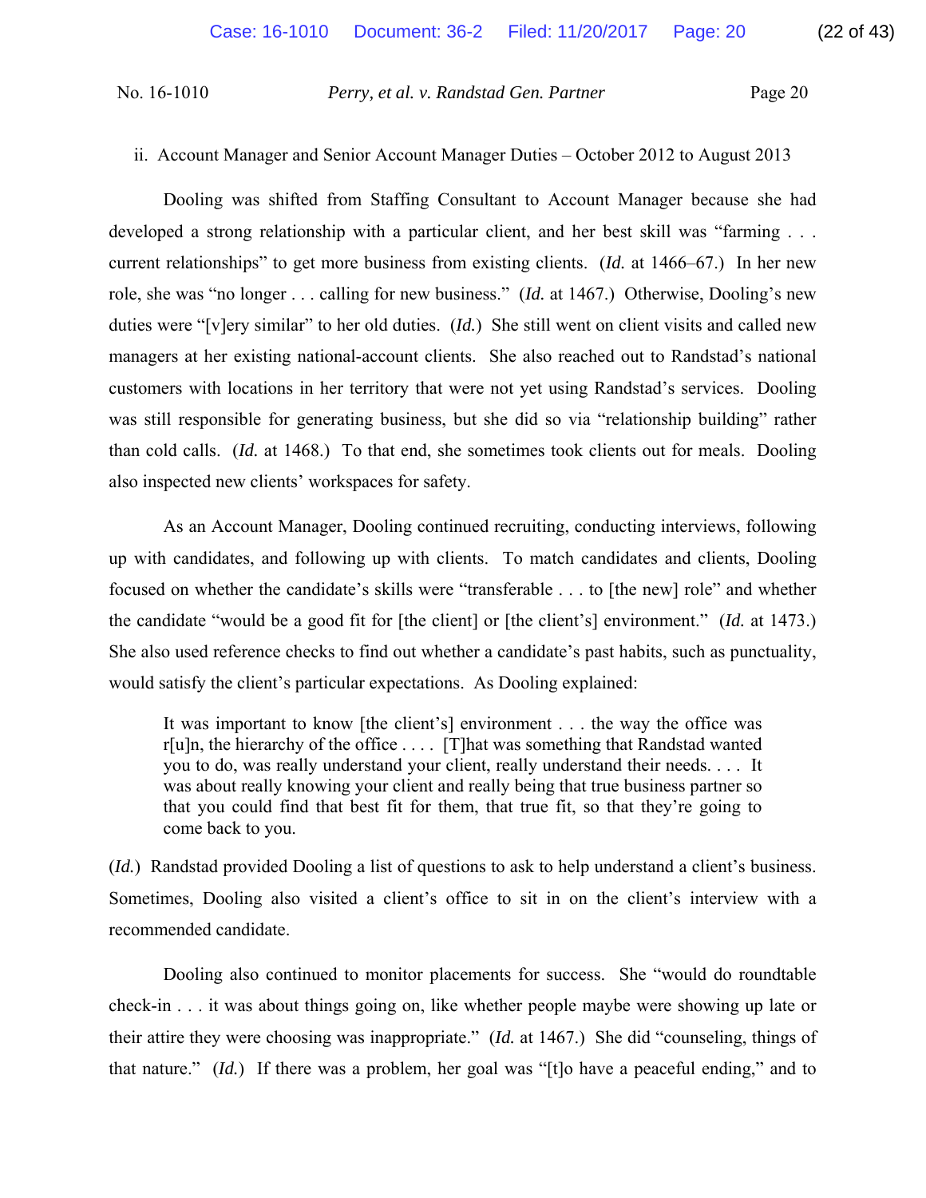ii. Account Manager and Senior Account Manager Duties – October 2012 to August 2013

Dooling was shifted from Staffing Consultant to Account Manager because she had developed a strong relationship with a particular client, and her best skill was "farming . . . current relationships" to get more business from existing clients. (*Id.* at 1466–67.) In her new role, she was "no longer . . . calling for new business." (*Id.* at 1467.) Otherwise, Dooling's new duties were "[v]ery similar" to her old duties. (*Id.*) She still went on client visits and called new managers at her existing national-account clients. She also reached out to Randstad's national customers with locations in her territory that were not yet using Randstad's services. Dooling was still responsible for generating business, but she did so via "relationship building" rather than cold calls. (*Id.* at 1468.) To that end, she sometimes took clients out for meals. Dooling also inspected new clients' workspaces for safety.

As an Account Manager, Dooling continued recruiting, conducting interviews, following up with candidates, and following up with clients. To match candidates and clients, Dooling focused on whether the candidate's skills were "transferable . . . to [the new] role" and whether the candidate "would be a good fit for [the client] or [the client's] environment." (*Id.* at 1473.) She also used reference checks to find out whether a candidate's past habits, such as punctuality, would satisfy the client's particular expectations. As Dooling explained:

> It was important to know [the client's] environment . . . the way the office was r[u]n, the hierarchy of the office . . . . [T]hat was something that Randstad wanted you to do, was really understand your client, really understand their needs. . . . It was about really knowing your client and really being that true business partner so that you could find that best fit for them, that true fit, so that they're going to come back to you.

(*Id.*) Randstad provided Dooling a list of questions to ask to help understand a client's business. Sometimes, Dooling also visited a client's office to sit in on the client's interview with a recommended candidate.

Dooling also continued to monitor placements for success. She "would do roundtable check-in . . . it was about things going on, like whether people maybe were showing up late or their attire they were choosing was inappropriate." (*Id.* at 1467.) She did "counseling, things of that nature." (*Id.*) If there was a problem, her goal was "[t]o have a peaceful ending," and to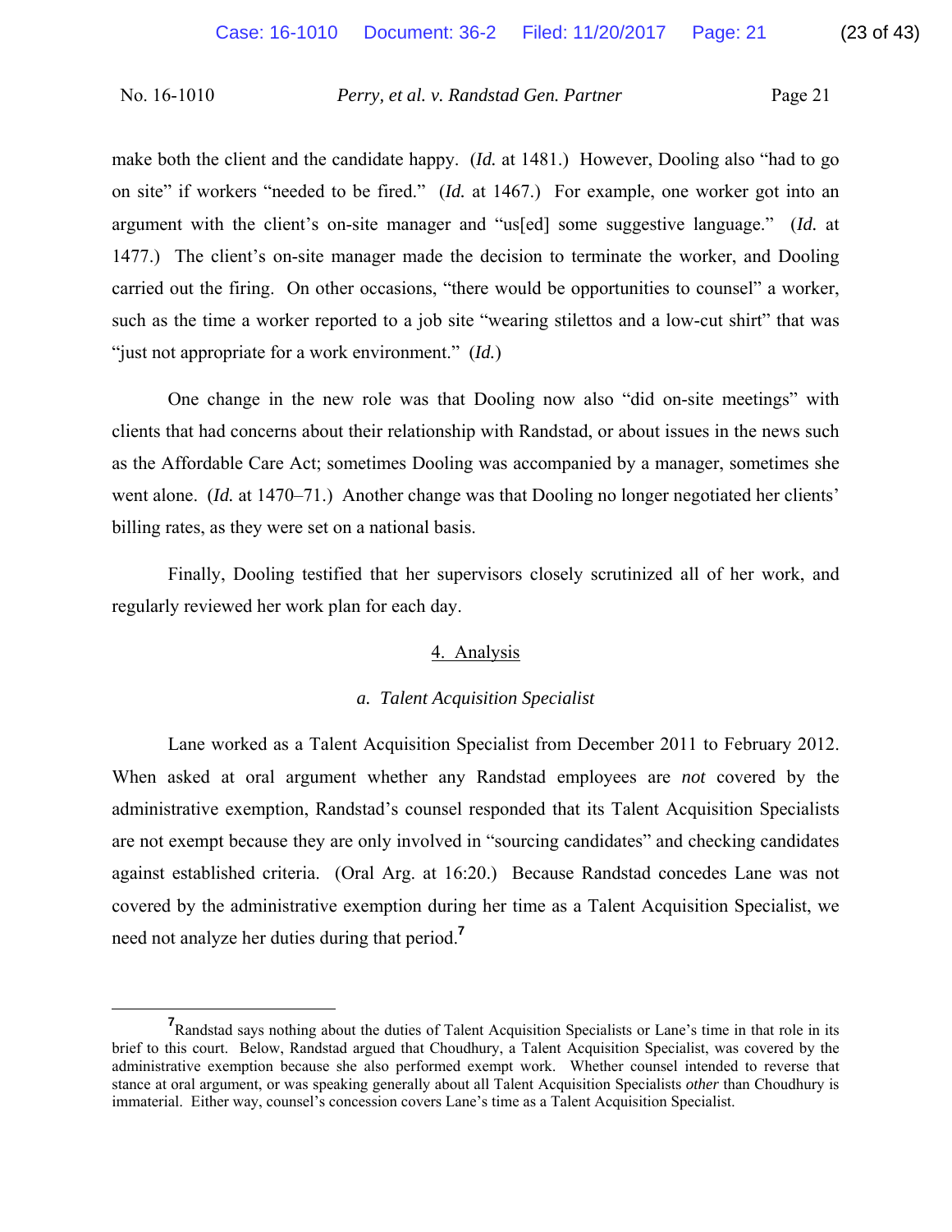make both the client and the candidate happy. (*Id.* at 1481.) However, Dooling also "had to go on site" if workers "needed to be fired." (*Id.* at 1467.) For example, one worker got into an argument with the client's on-site manager and "us[ed] some suggestive language." (*Id.* at 1477.) The client's on-site manager made the decision to terminate the worker, and Dooling carried out the firing. On other occasions, "there would be opportunities to counsel" a worker, such as the time a worker reported to a job site "wearing stilettos and a low-cut shirt" that was "just not appropriate for a work environment." (*Id.*)

One change in the new role was that Dooling now also "did on-site meetings" with clients that had concerns about their relationship with Randstad, or about issues in the news such as the Affordable Care Act; sometimes Dooling was accompanied by a manager, sometimes she went alone. (*Id.* at 1470–71.) Another change was that Dooling no longer negotiated her clients' billing rates, as they were set on a national basis.

Finally, Dooling testified that her supervisors closely scrutinized all of her work, and regularly reviewed her work plan for each day.

### 4. Analysis

#### *a. Talent Acquisition Specialist*

Lane worked as a Talent Acquisition Specialist from December 2011 to February 2012. When asked at oral argument whether any Randstad employees are *not* covered by the administrative exemption, Randstad's counsel responded that its Talent Acquisition Specialists are not exempt because they are only involved in "sourcing candidates" and checking candidates against established criteria. (Oral Arg. at 16:20.) Because Randstad concedes Lane was not covered by the administrative exemption during her time as a Talent Acquisition Specialist, we need not analyze her duties during that period.[7]

---

[7] Randstad says nothing about the duties of Talent Acquisition Specialists or Lane's time in that role in its brief to this court. Below, Randstad argued that Choudhury, a Talent Acquisition Specialist, was covered by the administrative exemption because she also performed exempt work. Whether counsel intended to reverse that stance at oral argument, or was speaking generally about all Talent Acquisition Specialists *other* than Choudhury is immaterial. Either way, counsel's concession covers Lane's time as a Talent Acquisition Specialist.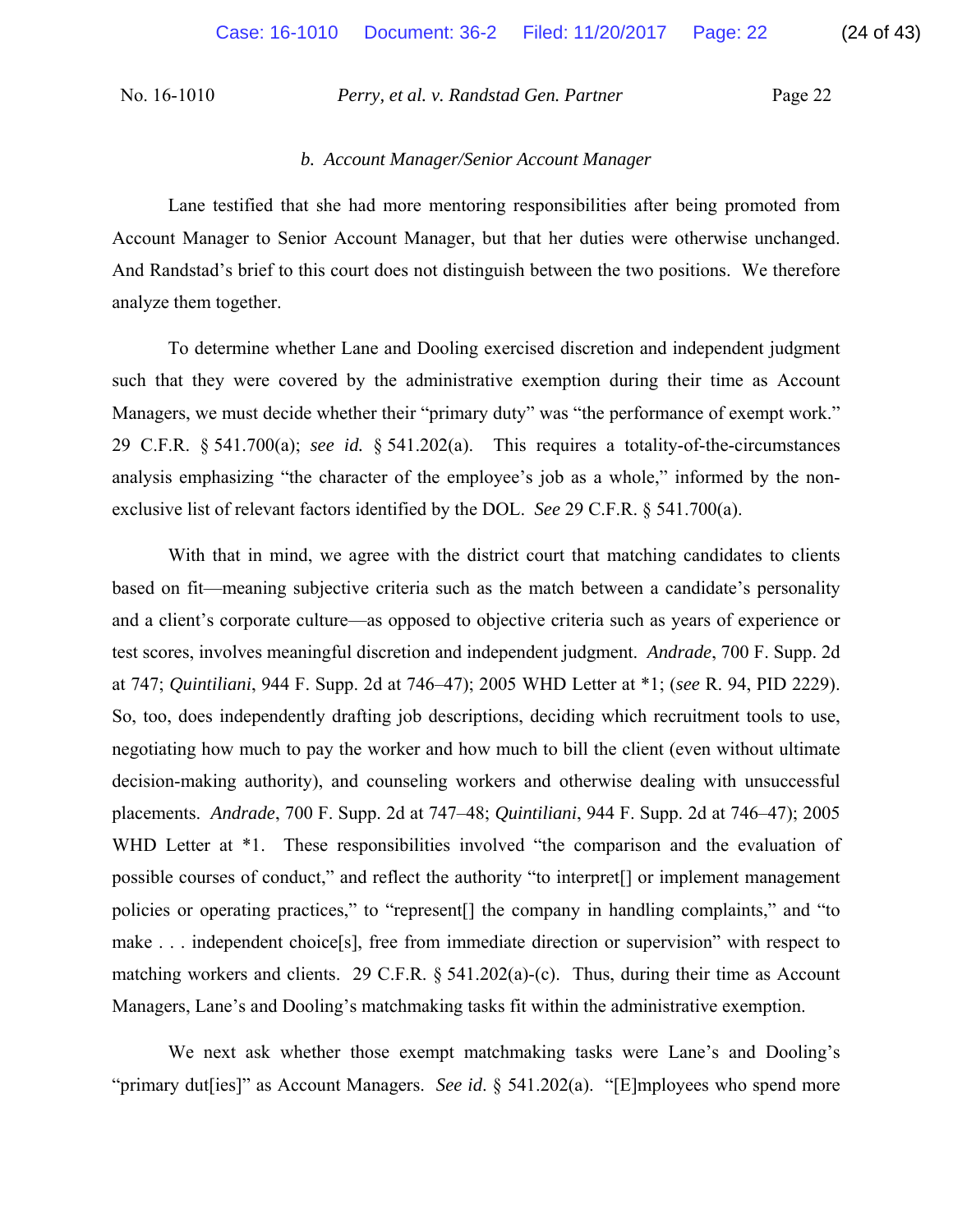### *b. Account Manager/Senior Account Manager*

Lane testified that she had more mentoring responsibilities after being promoted from Account Manager to Senior Account Manager, but that her duties were otherwise unchanged. And Randstad's brief to this court does not distinguish between the two positions. We therefore analyze them together.

To determine whether Lane and Dooling exercised discretion and independent judgment such that they were covered by the administrative exemption during their time as Account Managers, we must decide whether their "primary duty" was "the performance of exempt work." 29 C.F.R. § 541.700(a); *see id.* § 541.202(a). This requires a totality-of-the-circumstances analysis emphasizing "the character of the employee's job as a whole," informed by the non-exclusive list of relevant factors identified by the DOL. *See* 29 C.F.R. § 541.700(a).

With that in mind, we agree with the district court that matching candidates to clients based on fit—meaning subjective criteria such as the match between a candidate's personality and a client's corporate culture—as opposed to objective criteria such as years of experience or test scores, involves meaningful discretion and independent judgment. *Andrade*, 700 F. Supp. 2d at 747; *Quintiliani*, 944 F. Supp. 2d at 746–47); 2005 WHD Letter at \*1; (*see* R. 94, PID 2229). So, too, does independently drafting job descriptions, deciding which recruitment tools to use, negotiating how much to pay the worker and how much to bill the client (even without ultimate decision-making authority), and counseling workers and otherwise dealing with unsuccessful placements. *Andrade*, 700 F. Supp. 2d at 747–48; *Quintiliani*, 944 F. Supp. 2d at 746–47); 2005 WHD Letter at \*1. These responsibilities involved "the comparison and the evaluation of possible courses of conduct," and reflect the authority "to interpret[] or implement management policies or operating practices," to "represent[] the company in handling complaints," and "to make . . . independent choice[s], free from immediate direction or supervision" with respect to matching workers and clients. 29 C.F.R. § 541.202(a)-(c). Thus, during their time as Account Managers, Lane's and Dooling's matchmaking tasks fit within the administrative exemption.

We next ask whether those exempt matchmaking tasks were Lane's and Dooling's "primary dut[ies]" as Account Managers. *See id*. § 541.202(a). "[E]mployees who spend more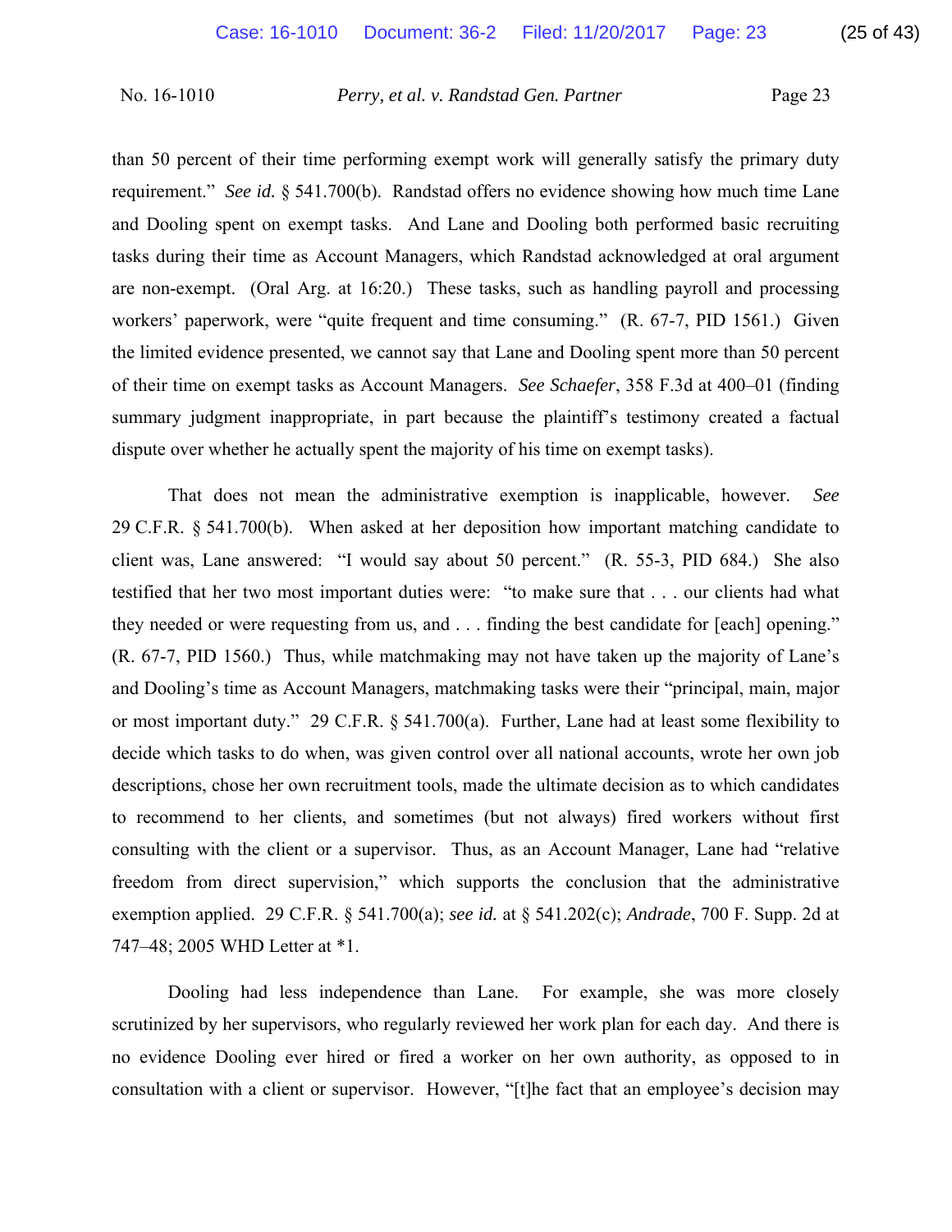than 50 percent of their time performing exempt work will generally satisfy the primary duty requirement." *See id.* § 541.700(b). Randstad offers no evidence showing how much time Lane and Dooling spent on exempt tasks. And Lane and Dooling both performed basic recruiting tasks during their time as Account Managers, which Randstad acknowledged at oral argument are non-exempt. (Oral Arg. at 16:20.) These tasks, such as handling payroll and processing workers' paperwork, were "quite frequent and time consuming." (R. 67-7, PID 1561.) Given the limited evidence presented, we cannot say that Lane and Dooling spent more than 50 percent of their time on exempt tasks as Account Managers. *See Schaefer*, 358 F.3d at 400–01 (finding summary judgment inappropriate, in part because the plaintiff's testimony created a factual dispute over whether he actually spent the majority of his time on exempt tasks).

That does not mean the administrative exemption is inapplicable, however. *See* 29 C.F.R. § 541.700(b). When asked at her deposition how important matching candidate to client was, Lane answered: "I would say about 50 percent." (R. 55-3, PID 684.) She also testified that her two most important duties were: "to make sure that . . . our clients had what they needed or were requesting from us, and . . . finding the best candidate for [each] opening." (R. 67-7, PID 1560.) Thus, while matchmaking may not have taken up the majority of Lane's and Dooling's time as Account Managers, matchmaking tasks were their "principal, main, major or most important duty." 29 C.F.R. § 541.700(a). Further, Lane had at least some flexibility to decide which tasks to do when, was given control over all national accounts, wrote her own job descriptions, chose her own recruitment tools, made the ultimate decision as to which candidates to recommend to her clients, and sometimes (but not always) fired workers without first consulting with the client or a supervisor. Thus, as an Account Manager, Lane had "relative freedom from direct supervision," which supports the conclusion that the administrative exemption applied. 29 C.F.R. § 541.700(a); *see id.* at § 541.202(c); *Andrade*, 700 F. Supp. 2d at 747–48; 2005 WHD Letter at *1.

Dooling had less independence than Lane. For example, she was more closely scrutinized by her supervisors, who regularly reviewed her work plan for each day. And there is no evidence Dooling ever hired or fired a worker on her own authority, as opposed to in consultation with a client or supervisor. However, "[t]he fact that an employee's decision may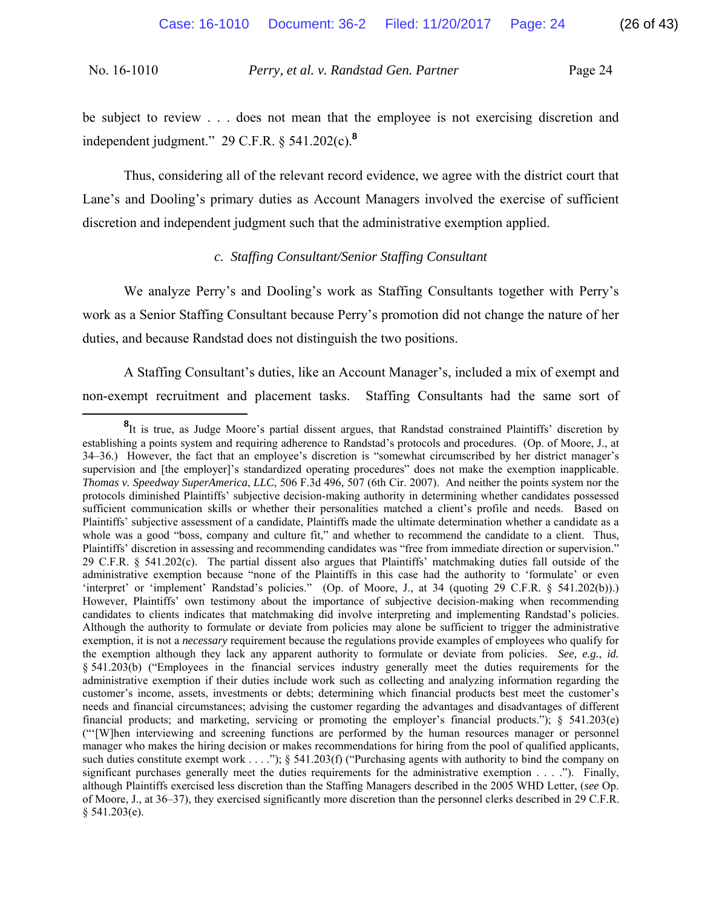be subject to review . . . does not mean that the employee is not exercising discretion and independent judgment." 29 C.F.R. § 541.202(c).[8]

Thus, considering all of the relevant record evidence, we agree with the district court that Lane's and Dooling's primary duties as Account Managers involved the exercise of sufficient discretion and independent judgment such that the administrative exemption applied.

### *c. Staffing Consultant/Senior Staffing Consultant*

We analyze Perry's and Dooling's work as Staffing Consultants together with Perry's work as a Senior Staffing Consultant because Perry's promotion did not change the nature of her duties, and because Randstad does not distinguish the two positions.

A Staffing Consultant's duties, like an Account Manager's, included a mix of exempt and non-exempt recruitment and placement tasks. Staffing Consultants had the same sort of

---

[8]It is true, as Judge Moore's partial dissent argues, that Randstad constrained Plaintiffs' discretion by establishing a points system and requiring adherence to Randstad's protocols and procedures. (Op. of Moore, J., at 34–36.) However, the fact that an employee's discretion is "somewhat circumscribed by her district manager's supervision and [the employer]'s standardized operating procedures" does not make the exemption inapplicable. *Thomas v. Speedway SuperAmerica, LLC*, 506 F.3d 496, 507 (6th Cir. 2007). And neither the points system nor the protocols diminished Plaintiffs' subjective decision-making authority in determining whether candidates possessed sufficient communication skills or whether their personalities matched a client's profile and needs. Based on Plaintiffs' subjective assessment of a candidate, Plaintiffs made the ultimate determination whether a candidate as a whole was a good "boss, company and culture fit," and whether to recommend the candidate to a client. Thus, Plaintiffs' discretion in assessing and recommending candidates was "free from immediate direction or supervision." 29 C.F.R. § 541.202(c). The partial dissent also argues that Plaintiffs' matchmaking duties fall outside of the administrative exemption because "none of the Plaintiffs in this case had the authority to 'formulate' or even 'interpret' or 'implement' Randstad's policies." (Op. of Moore, J., at 34 (quoting 29 C.F.R. § 541.202(b)).) However, Plaintiffs' own testimony about the importance of subjective decision-making when recommending candidates to clients indicates that matchmaking did involve interpreting and implementing Randstad's policies. Although the authority to formulate or deviate from policies may alone be sufficient to trigger the administrative exemption, it is not a *necessary* requirement because the regulations provide examples of employees who qualify for the exemption although they lack any apparent authority to formulate or deviate from policies. *See, e.g.*, *id.* § 541.203(b) ("Employees in the financial services industry generally meet the duties requirements for the administrative exemption if their duties include work such as collecting and analyzing information regarding the customer's income, assets, investments or debts; determining which financial products best meet the customer's needs and financial circumstances; advising the customer regarding the advantages and disadvantages of different financial products; and marketing, servicing or promoting the employer's financial products."); § 541.203(e) ("'[W]hen interviewing and screening functions are performed by the human resources manager or personnel manager who makes the hiring decision or makes recommendations for hiring from the pool of qualified applicants, such duties constitute exempt work . . . ."); § 541.203(f) ("Purchasing agents with authority to bind the company on significant purchases generally meet the duties requirements for the administrative exemption . . . ."). Finally, although Plaintiffs exercised less discretion than the Staffing Managers described in the 2005 WHD Letter, (*see* Op. of Moore, J., at 36–37), they exercised significantly more discretion than the personnel clerks described in 29 C.F.R. § 541.203(e).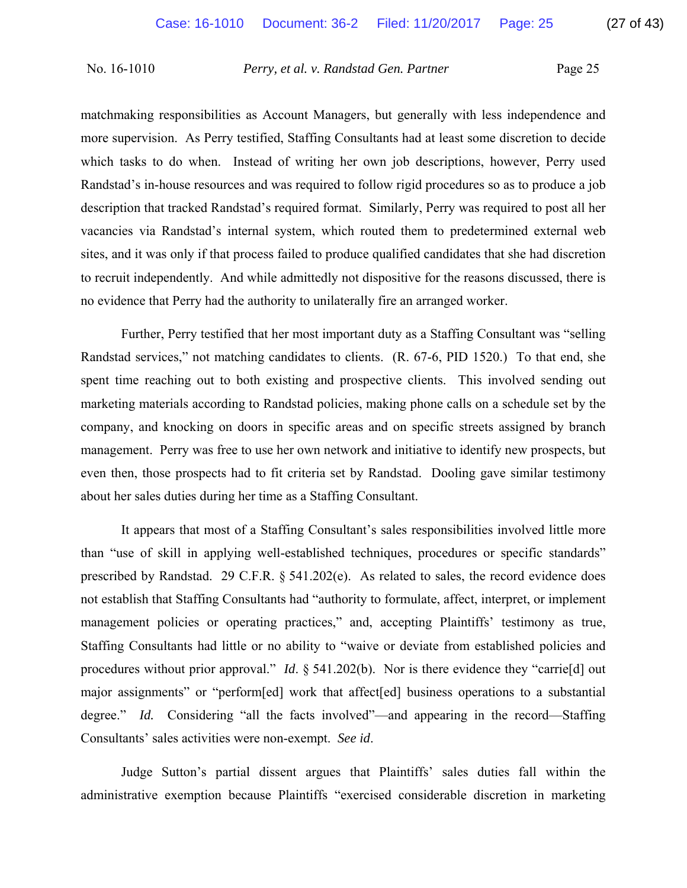matchmaking responsibilities as Account Managers, but generally with less independence and more supervision. As Perry testified, Staffing Consultants had at least some discretion to decide which tasks to do when. Instead of writing her own job descriptions, however, Perry used Randstad's in-house resources and was required to follow rigid procedures so as to produce a job description that tracked Randstad's required format. Similarly, Perry was required to post all her vacancies via Randstad's internal system, which routed them to predetermined external web sites, and it was only if that process failed to produce qualified candidates that she had discretion to recruit independently. And while admittedly not dispositive for the reasons discussed, there is no evidence that Perry had the authority to unilaterally fire an arranged worker.

Further, Perry testified that her most important duty as a Staffing Consultant was "selling Randstad services," not matching candidates to clients. (R. 67-6, PID 1520.) To that end, she spent time reaching out to both existing and prospective clients. This involved sending out marketing materials according to Randstad policies, making phone calls on a schedule set by the company, and knocking on doors in specific areas and on specific streets assigned by branch management. Perry was free to use her own network and initiative to identify new prospects, but even then, those prospects had to fit criteria set by Randstad. Dooling gave similar testimony about her sales duties during her time as a Staffing Consultant.

It appears that most of a Staffing Consultant's sales responsibilities involved little more than "use of skill in applying well-established techniques, procedures or specific standards" prescribed by Randstad. 29 C.F.R. § 541.202(e). As related to sales, the record evidence does not establish that Staffing Consultants had "authority to formulate, affect, interpret, or implement management policies or operating practices," and, accepting Plaintiffs' testimony as true, Staffing Consultants had little or no ability to "waive or deviate from established policies and procedures without prior approval." *Id*. § 541.202(b). Nor is there evidence they "carrie[d] out major assignments" or "perform[ed] work that affect[ed] business operations to a substantial degree." *Id.* Considering "all the facts involved"—and appearing in the record—Staffing Consultants' sales activities were non-exempt. *See id*.

Judge Sutton's partial dissent argues that Plaintiffs' sales duties fall within the administrative exemption because Plaintiffs "exercised considerable discretion in marketing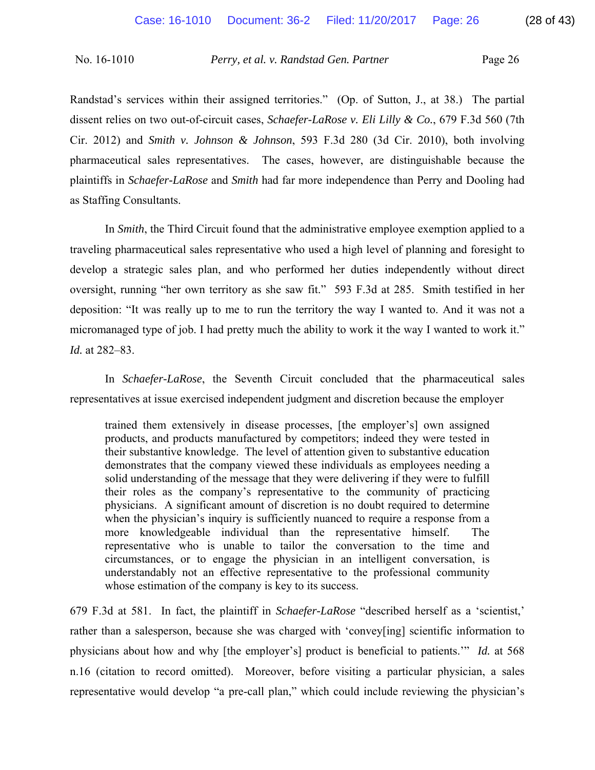Randstad's services within their assigned territories." (Op. of Sutton, J., at 38.) The partial dissent relies on two out-of-circuit cases, *Schaefer-LaRose v. Eli Lilly & Co.*, 679 F.3d 560 (7th Cir. 2012) and *Smith v. Johnson & Johnson*, 593 F.3d 280 (3d Cir. 2010), both involving pharmaceutical sales representatives. The cases, however, are distinguishable because the plaintiffs in *Schaefer-LaRose* and *Smith* had far more independence than Perry and Dooling had as Staffing Consultants.

In *Smith*, the Third Circuit found that the administrative employee exemption applied to a traveling pharmaceutical sales representative who used a high level of planning and foresight to develop a strategic sales plan, and who performed her duties independently without direct oversight, running "her own territory as she saw fit." 593 F.3d at 285. Smith testified in her deposition: "It was really up to me to run the territory the way I wanted to. And it was not a micromanaged type of job. I had pretty much the ability to work it the way I wanted to work it." *Id.* at 282–83.

In *Schaefer-LaRose*, the Seventh Circuit concluded that the pharmaceutical sales representatives at issue exercised independent judgment and discretion because the employer

> trained them extensively in disease processes, [the employer's] own assigned products, and products manufactured by competitors; indeed they were tested in their substantive knowledge. The level of attention given to substantive education demonstrates that the company viewed these individuals as employees needing a solid understanding of the message that they were delivering if they were to fulfill their roles as the company's representative to the community of practicing physicians. A significant amount of discretion is no doubt required to determine when the physician's inquiry is sufficiently nuanced to require a response from a more knowledgeable individual than the representative himself. The representative who is unable to tailor the conversation to the time and circumstances, or to engage the physician in an intelligent conversation, is understandably not an effective representative to the professional community whose estimation of the company is key to its success.

679 F.3d at 581. In fact, the plaintiff in *Schaefer-LaRose* "described herself as a 'scientist,' rather than a salesperson, because she was charged with 'convey[ing] scientific information to physicians about how and why [the employer's] product is beneficial to patients.'" *Id.* at 568 n.16 (citation to record omitted). Moreover, before visiting a particular physician, a sales representative would develop "a pre-call plan," which could include reviewing the physician's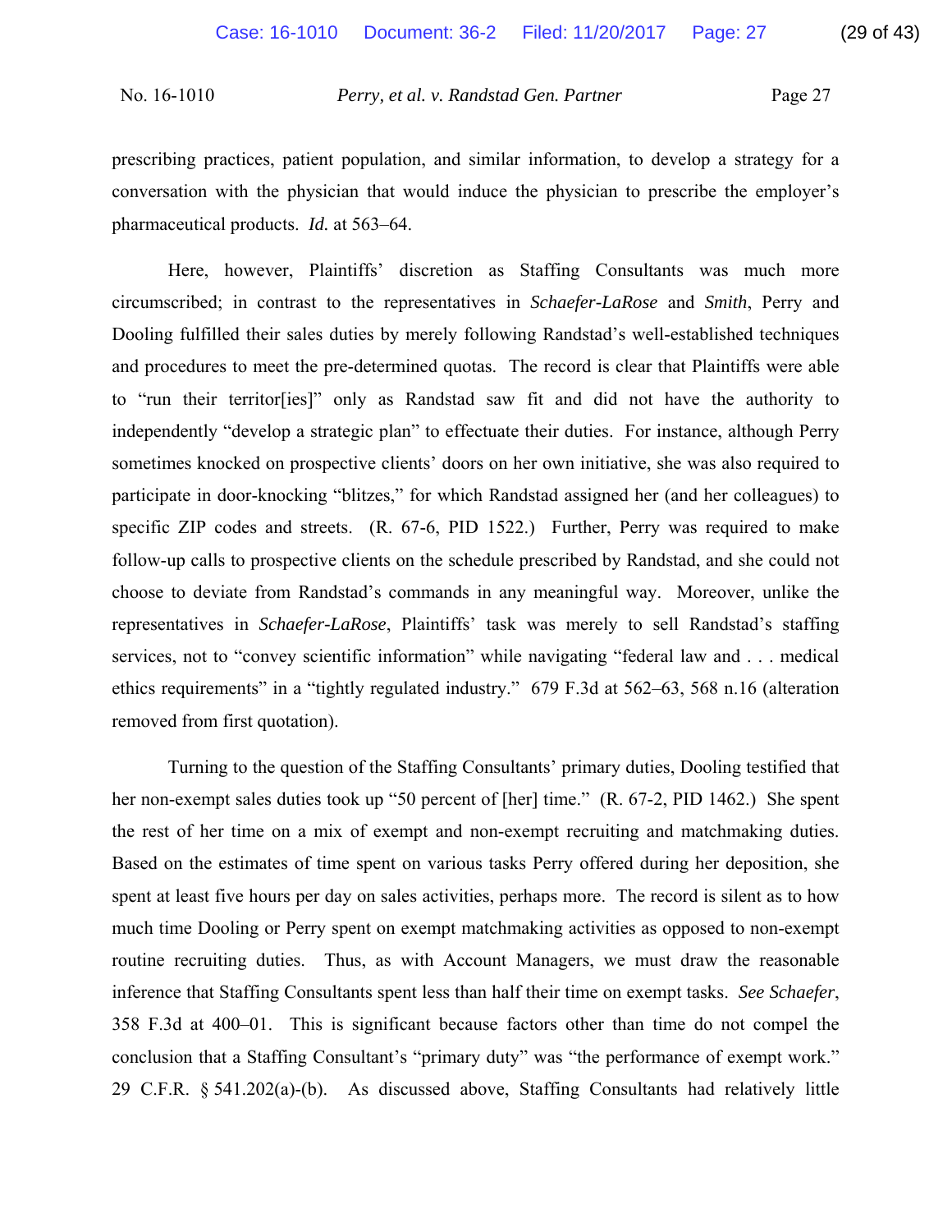prescribing practices, patient population, and similar information, to develop a strategy for a conversation with the physician that would induce the physician to prescribe the employer's pharmaceutical products. *Id.* at 563–64.

Here, however, Plaintiffs' discretion as Staffing Consultants was much more circumscribed; in contrast to the representatives in *Schaefer-LaRose* and *Smith*, Perry and Dooling fulfilled their sales duties by merely following Randstad's well-established techniques and procedures to meet the pre-determined quotas. The record is clear that Plaintiffs were able to "run their territor[ies]" only as Randstad saw fit and did not have the authority to independently "develop a strategic plan" to effectuate their duties. For instance, although Perry sometimes knocked on prospective clients' doors on her own initiative, she was also required to participate in door-knocking "blitzes," for which Randstad assigned her (and her colleagues) to specific ZIP codes and streets. (R. 67-6, PID 1522.) Further, Perry was required to make follow-up calls to prospective clients on the schedule prescribed by Randstad, and she could not choose to deviate from Randstad's commands in any meaningful way. Moreover, unlike the representatives in *Schaefer-LaRose*, Plaintiffs' task was merely to sell Randstad's staffing services, not to "convey scientific information" while navigating "federal law and . . . medical ethics requirements" in a "tightly regulated industry." 679 F.3d at 562–63, 568 n.16 (alteration removed from first quotation).

Turning to the question of the Staffing Consultants' primary duties, Dooling testified that her non-exempt sales duties took up "50 percent of [her] time." (R. 67-2, PID 1462.) She spent the rest of her time on a mix of exempt and non-exempt recruiting and matchmaking duties. Based on the estimates of time spent on various tasks Perry offered during her deposition, she spent at least five hours per day on sales activities, perhaps more. The record is silent as to how much time Dooling or Perry spent on exempt matchmaking activities as opposed to non-exempt routine recruiting duties. Thus, as with Account Managers, we must draw the reasonable inference that Staffing Consultants spent less than half their time on exempt tasks. *See Schaefer*, 358 F.3d at 400–01. This is significant because factors other than time do not compel the conclusion that a Staffing Consultant's "primary duty" was "the performance of exempt work." 29 C.F.R. § 541.202(a)-(b). As discussed above, Staffing Consultants had relatively little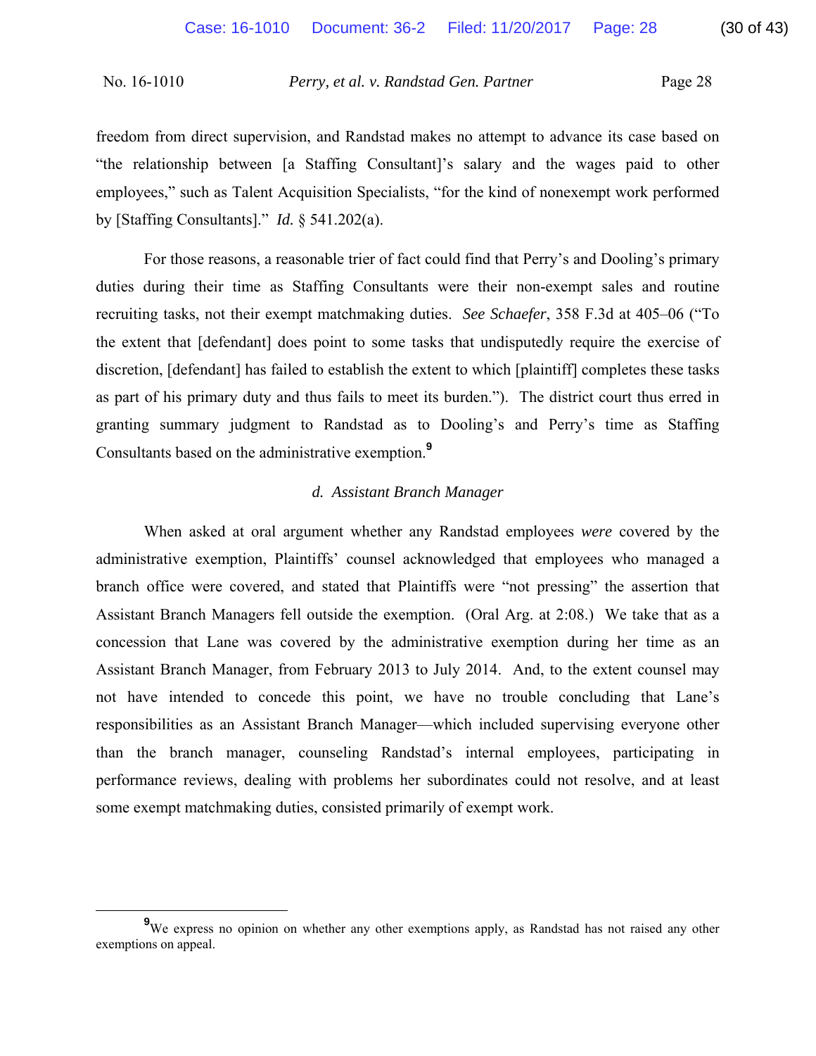freedom from direct supervision, and Randstad makes no attempt to advance its case based on "the relationship between [a Staffing Consultant]'s salary and the wages paid to other employees," such as Talent Acquisition Specialists, "for the kind of nonexempt work performed by [Staffing Consultants]." *Id.* § 541.202(a).

For those reasons, a reasonable trier of fact could find that Perry's and Dooling's primary duties during their time as Staffing Consultants were their non-exempt sales and routine recruiting tasks, not their exempt matchmaking duties. *See Schaefer*, 358 F.3d at 405–06 ("To the extent that [defendant] does point to some tasks that undisputedly require the exercise of discretion, [defendant] has failed to establish the extent to which [plaintiff] completes these tasks as part of his primary duty and thus fails to meet its burden."). The district court thus erred in granting summary judgment to Randstad as to Dooling's and Perry's time as Staffing Consultants based on the administrative exemption.[9]

#### *d. Assistant Branch Manager*

When asked at oral argument whether any Randstad employees *were* covered by the administrative exemption, Plaintiffs' counsel acknowledged that employees who managed a branch office were covered, and stated that Plaintiffs were "not pressing" the assertion that Assistant Branch Managers fell outside the exemption. (Oral Arg. at 2:08.) We take that as a concession that Lane was covered by the administrative exemption during her time as an Assistant Branch Manager, from February 2013 to July 2014. And, to the extent counsel may not have intended to concede this point, we have no trouble concluding that Lane's responsibilities as an Assistant Branch Manager—which included supervising everyone other than the branch manager, counseling Randstad's internal employees, participating in performance reviews, dealing with problems her subordinates could not resolve, and at least some exempt matchmaking duties, consisted primarily of exempt work.

---

[9] We express no opinion on whether any other exemptions apply, as Randstad has not raised any other exemptions on appeal.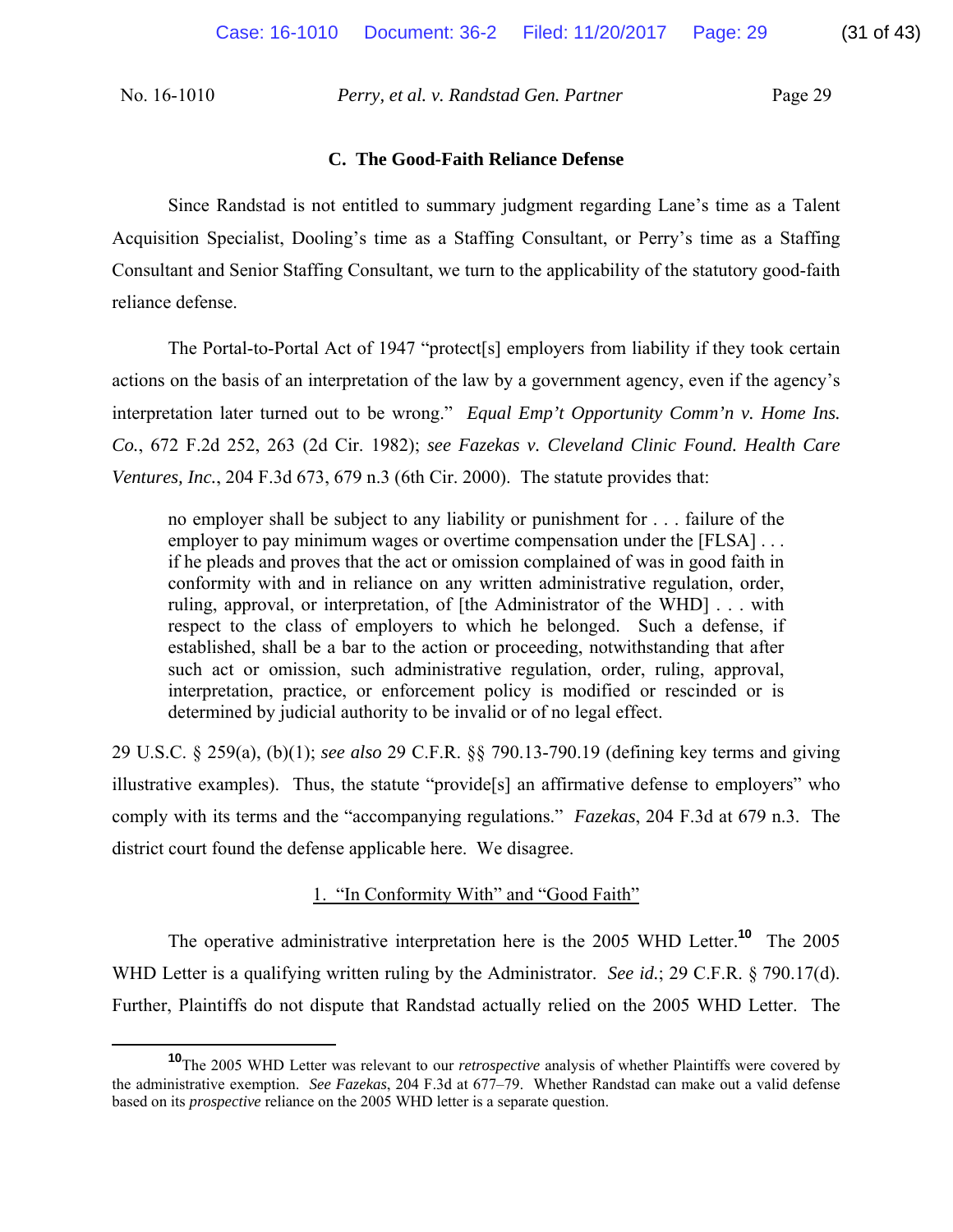### C. The Good-Faith Reliance Defense

Since Randstad is not entitled to summary judgment regarding Lane's time as a Talent Acquisition Specialist, Dooling's time as a Staffing Consultant, or Perry's time as a Staffing Consultant and Senior Staffing Consultant, we turn to the applicability of the statutory good-faith reliance defense.

The Portal-to-Portal Act of 1947 "protect[s] employers from liability if they took certain actions on the basis of an interpretation of the law by a government agency, even if the agency's interpretation later turned out to be wrong." *Equal Emp't Opportunity Comm'n v. Home Ins. Co.*, 672 F.2d 252, 263 (2d Cir. 1982); *see Fazekas v. Cleveland Clinic Found. Health Care Ventures, Inc.*, 204 F.3d 673, 679 n.3 (6th Cir. 2000). The statute provides that:

> no employer shall be subject to any liability or punishment for . . . failure of the employer to pay minimum wages or overtime compensation under the [FLSA] . . . if he pleads and proves that the act or omission complained of was in good faith in conformity with and in reliance on any written administrative regulation, order, ruling, approval, or interpretation, of [the Administrator of the WHD] . . . with respect to the class of employers to which he belonged. Such a defense, if established, shall be a bar to the action or proceeding, notwithstanding that after such act or omission, such administrative regulation, order, ruling, approval, interpretation, practice, or enforcement policy is modified or rescinded or is determined by judicial authority to be invalid or of no legal effect.

29 U.S.C. § 259(a), (b)(1); *see also* 29 C.F.R. §§ 790.13-790.19 (defining key terms and giving illustrative examples). Thus, the statute "provide[s] an affirmative defense to employers" who comply with its terms and the "accompanying regulations." *Fazekas*, 204 F.3d at 679 n.3. The district court found the defense applicable here. We disagree.

#### 1. "In Conformity With" and "Good Faith"

The operative administrative interpretation here is the 2005 WHD Letter.[10] The 2005 WHD Letter is a qualifying written ruling by the Administrator. *See id.*; 29 C.F.R. § 790.17(d). Further, Plaintiffs do not dispute that Randstad actually relied on the 2005 WHD Letter. The

[10] The 2005 WHD Letter was relevant to our *retrospective* analysis of whether Plaintiffs were covered by the administrative exemption. *See Fazekas*, 204 F.3d at 677–79. Whether Randstad can make out a valid defense based on its *prospective* reliance on the 2005 WHD letter is a separate question.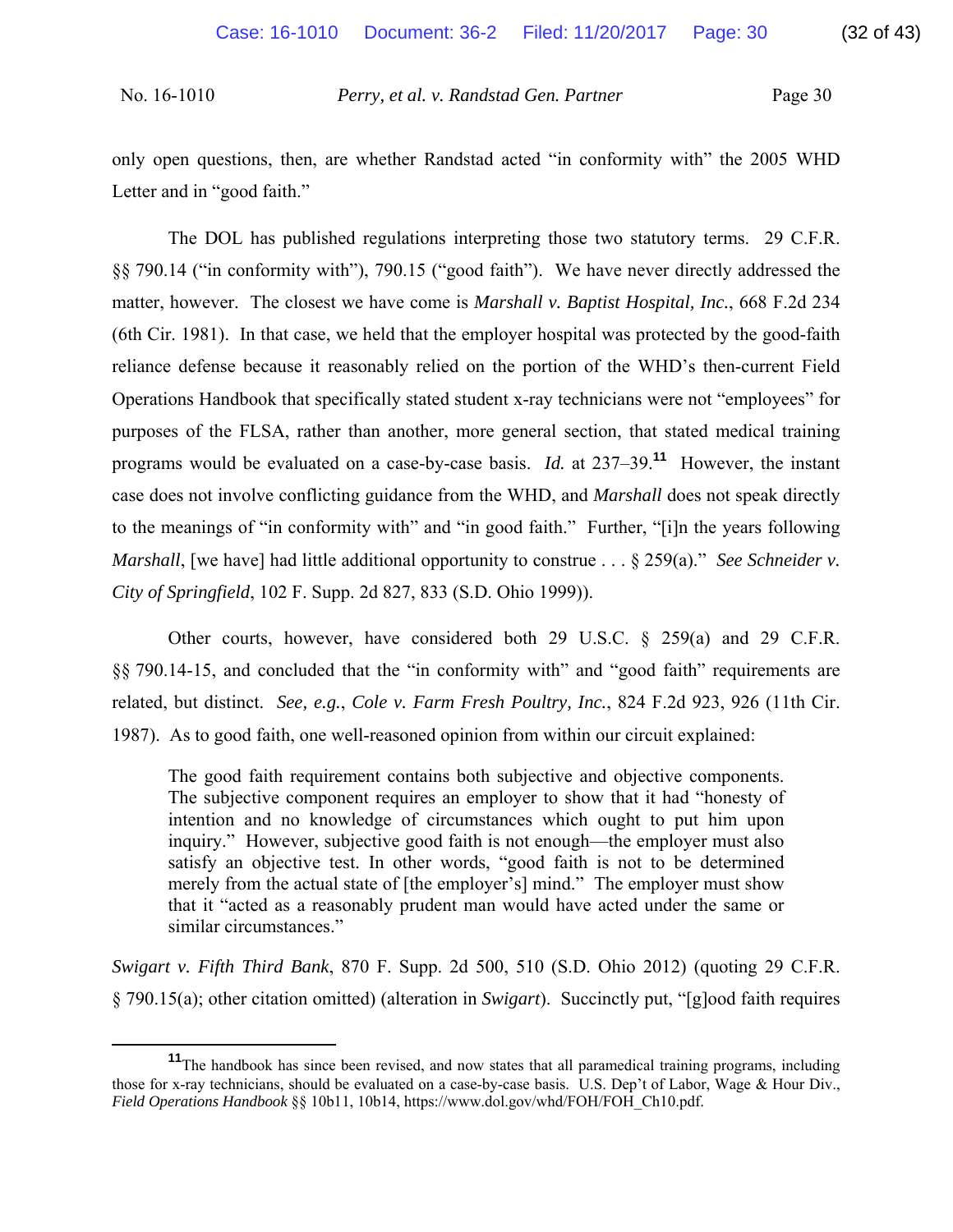only open questions, then, are whether Randstad acted "in conformity with" the 2005 WHD Letter and in "good faith."

The DOL has published regulations interpreting those two statutory terms. 29 C.F.R. §§ 790.14 ("in conformity with"), 790.15 ("good faith"). We have never directly addressed the matter, however. The closest we have come is *Marshall v. Baptist Hospital, Inc.*, 668 F.2d 234 (6th Cir. 1981). In that case, we held that the employer hospital was protected by the good-faith reliance defense because it reasonably relied on the portion of the WHD's then-current Field Operations Handbook that specifically stated student x-ray technicians were not "employees" for purposes of the FLSA, rather than another, more general section, that stated medical training programs would be evaluated on a case-by-case basis. *Id.* at 237–39.[11] However, the instant case does not involve conflicting guidance from the WHD, and *Marshall* does not speak directly to the meanings of "in conformity with" and "in good faith." Further, "[i]n the years following *Marshall*, [we have] had little additional opportunity to construe . . . § 259(a)." *See Schneider v. City of Springfield*, 102 F. Supp. 2d 827, 833 (S.D. Ohio 1999)).

Other courts, however, have considered both 29 U.S.C. § 259(a) and 29 C.F.R. §§ 790.14-15, and concluded that the "in conformity with" and "good faith" requirements are related, but distinct. *See, e.g.*, *Cole v. Farm Fresh Poultry, Inc.*, 824 F.2d 923, 926 (11th Cir. 1987). As to good faith, one well-reasoned opinion from within our circuit explained:

> The good faith requirement contains both subjective and objective components. The subjective component requires an employer to show that it had "honesty of intention and no knowledge of circumstances which ought to put him upon inquiry." However, subjective good faith is not enough—the employer must also satisfy an objective test. In other words, "good faith is not to be determined merely from the actual state of [the employer's] mind." The employer must show that it "acted as a reasonably prudent man would have acted under the same or similar circumstances."

*Swigart v. Fifth Third Bank*, 870 F. Supp. 2d 500, 510 (S.D. Ohio 2012) (quoting 29 C.F.R. § 790.15(a); other citation omitted) (alteration in *Swigart*). Succinctly put, "[g]ood faith requires

---

[11] The handbook has since been revised, and now states that all paramedical training programs, including those for x-ray technicians, should be evaluated on a case-by-case basis. U.S. Dep't of Labor, Wage & Hour Div., *Field Operations Handbook* §§ 10b11, 10b14, https://www.dol.gov/whd/FOH/FOH_Ch10.pdf.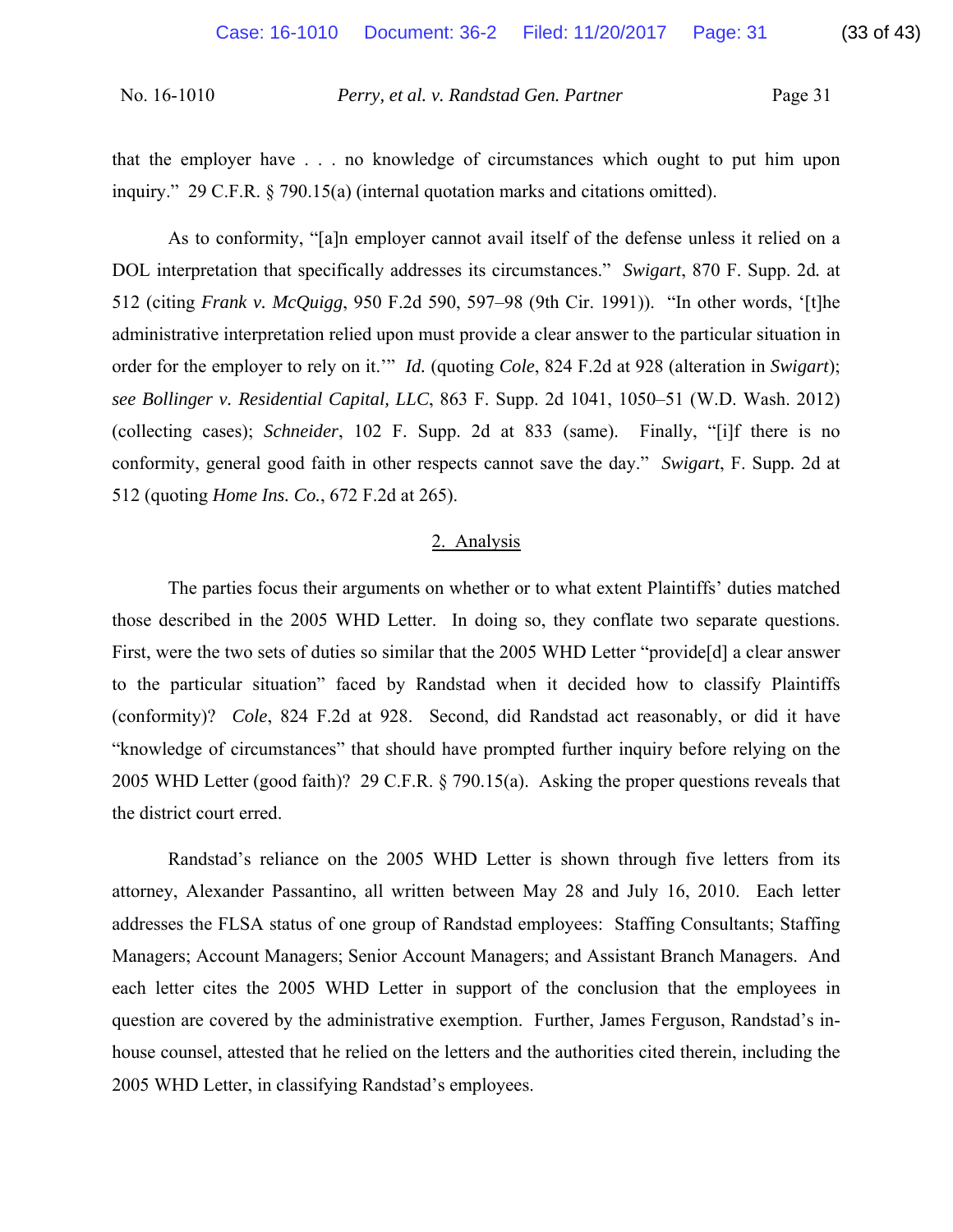that the employer have . . . no knowledge of circumstances which ought to put him upon inquiry." 29 C.F.R. § 790.15(a) (internal quotation marks and citations omitted).

As to conformity, "[a]n employer cannot avail itself of the defense unless it relied on a DOL interpretation that specifically addresses its circumstances." *Swigart*, 870 F. Supp. 2d. at 512 (citing *Frank v. McQuigg*, 950 F.2d 590, 597–98 (9th Cir. 1991)). "In other words, '[t]he administrative interpretation relied upon must provide a clear answer to the particular situation in order for the employer to rely on it.'" *Id.* (quoting *Cole*, 824 F.2d at 928 (alteration in *Swigart*); *see Bollinger v. Residential Capital, LLC*, 863 F. Supp. 2d 1041, 1050–51 (W.D. Wash. 2012) (collecting cases); *Schneider*, 102 F. Supp. 2d at 833 (same). Finally, "[i]f there is no conformity, general good faith in other respects cannot save the day." *Swigart*, F. Supp. 2d at 512 (quoting *Home Ins. Co.*, 672 F.2d at 265).

## 2. Analysis

The parties focus their arguments on whether or to what extent Plaintiffs' duties matched those described in the 2005 WHD Letter. In doing so, they conflate two separate questions. First, were the two sets of duties so similar that the 2005 WHD Letter "provide[d] a clear answer to the particular situation" faced by Randstad when it decided how to classify Plaintiffs (conformity)? *Cole*, 824 F.2d at 928. Second, did Randstad act reasonably, or did it have "knowledge of circumstances" that should have prompted further inquiry before relying on the 2005 WHD Letter (good faith)? 29 C.F.R. § 790.15(a). Asking the proper questions reveals that the district court erred.

Randstad's reliance on the 2005 WHD Letter is shown through five letters from its attorney, Alexander Passantino, all written between May 28 and July 16, 2010. Each letter addresses the FLSA status of one group of Randstad employees: Staffing Consultants; Staffing Managers; Account Managers; Senior Account Managers; and Assistant Branch Managers. And each letter cites the 2005 WHD Letter in support of the conclusion that the employees in question are covered by the administrative exemption. Further, James Ferguson, Randstad's in-house counsel, attested that he relied on the letters and the authorities cited therein, including the 2005 WHD Letter, in classifying Randstad's employees.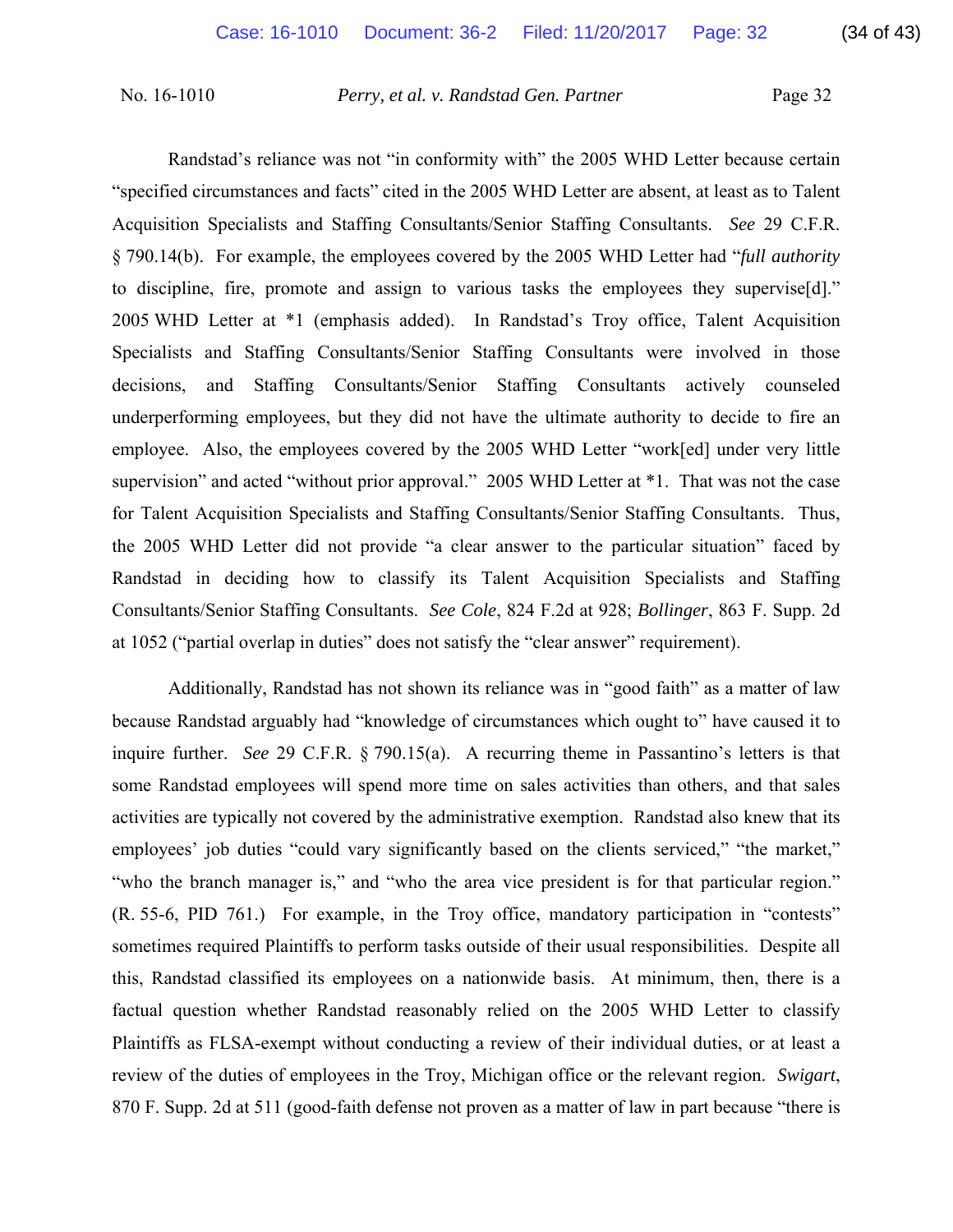Randstad's reliance was not "in conformity with" the 2005 WHD Letter because certain "specified circumstances and facts" cited in the 2005 WHD Letter are absent, at least as to Talent Acquisition Specialists and Staffing Consultants/Senior Staffing Consultants. *See* 29 C.F.R. § 790.14(b). For example, the employees covered by the 2005 WHD Letter had "*full authority* to discipline, fire, promote and assign to various tasks the employees they supervise[d]." 2005 WHD Letter at *1 (emphasis added). In Randstad's Troy office, Talent Acquisition Specialists and Staffing Consultants/Senior Staffing Consultants were involved in those decisions, and Staffing Consultants/Senior Staffing Consultants actively counseled underperforming employees, but they did not have the ultimate authority to decide to fire an employee. Also, the employees covered by the 2005 WHD Letter "work[ed] under very little supervision" and acted "without prior approval." 2005 WHD Letter at *1. That was not the case for Talent Acquisition Specialists and Staffing Consultants/Senior Staffing Consultants. Thus, the 2005 WHD Letter did not provide "a clear answer to the particular situation" faced by Randstad in deciding how to classify its Talent Acquisition Specialists and Staffing Consultants/Senior Staffing Consultants. *See Cole*, 824 F.2d at 928; *Bollinger*, 863 F. Supp. 2d at 1052 ("partial overlap in duties" does not satisfy the "clear answer" requirement).

Additionally, Randstad has not shown its reliance was in "good faith" as a matter of law because Randstad arguably had "knowledge of circumstances which ought to" have caused it to inquire further. *See* 29 C.F.R. § 790.15(a). A recurring theme in Passantino's letters is that some Randstad employees will spend more time on sales activities than others, and that sales activities are typically not covered by the administrative exemption. Randstad also knew that its employees' job duties "could vary significantly based on the clients serviced," "the market," "who the branch manager is," and "who the area vice president is for that particular region." (R. 55-6, PID 761.) For example, in the Troy office, mandatory participation in "contests" sometimes required Plaintiffs to perform tasks outside of their usual responsibilities. Despite all this, Randstad classified its employees on a nationwide basis. At minimum, then, there is a factual question whether Randstad reasonably relied on the 2005 WHD Letter to classify Plaintiffs as FLSA-exempt without conducting a review of their individual duties, or at least a review of the duties of employees in the Troy, Michigan office or the relevant region. *Swigart*, 870 F. Supp. 2d at 511 (good-faith defense not proven as a matter of law in part because "there is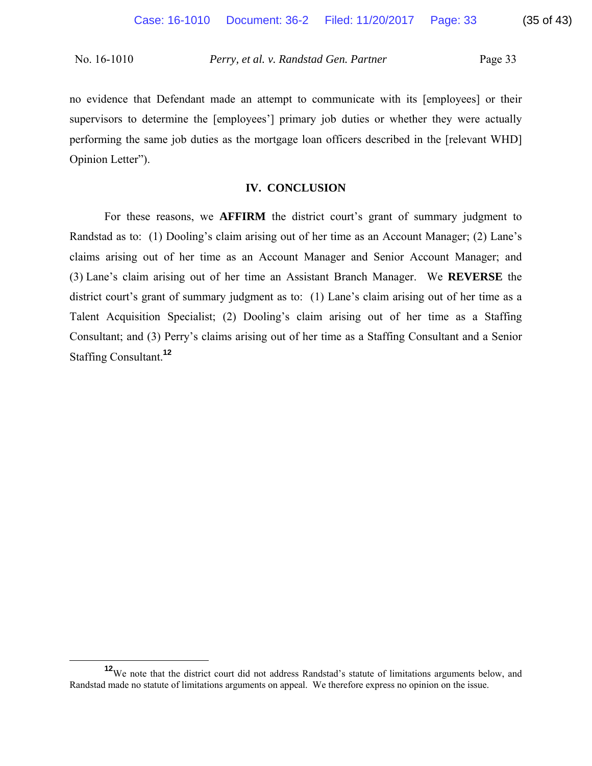no evidence that Defendant made an attempt to communicate with its [employees] or their supervisors to determine the [employees'] primary job duties or whether they were actually performing the same job duties as the mortgage loan officers described in the [relevant WHD] Opinion Letter").

## IV. CONCLUSION

For these reasons, we **AFFIRM** the district court's grant of summary judgment to Randstad as to: (1) Dooling's claim arising out of her time as an Account Manager; (2) Lane's claims arising out of her time as an Account Manager and Senior Account Manager; and (3) Lane's claim arising out of her time an Assistant Branch Manager. We **REVERSE** the district court's grant of summary judgment as to: (1) Lane's claim arising out of her time as a Talent Acquisition Specialist; (2) Dooling's claim arising out of her time as a Staffing Consultant; and (3) Perry's claims arising out of her time as a Staffing Consultant and a Senior Staffing Consultant.[12]

[12] We note that the district court did not address Randstad's statute of limitations arguments below, and Randstad made no statute of limitations arguments on appeal. We therefore express no opinion on the issue.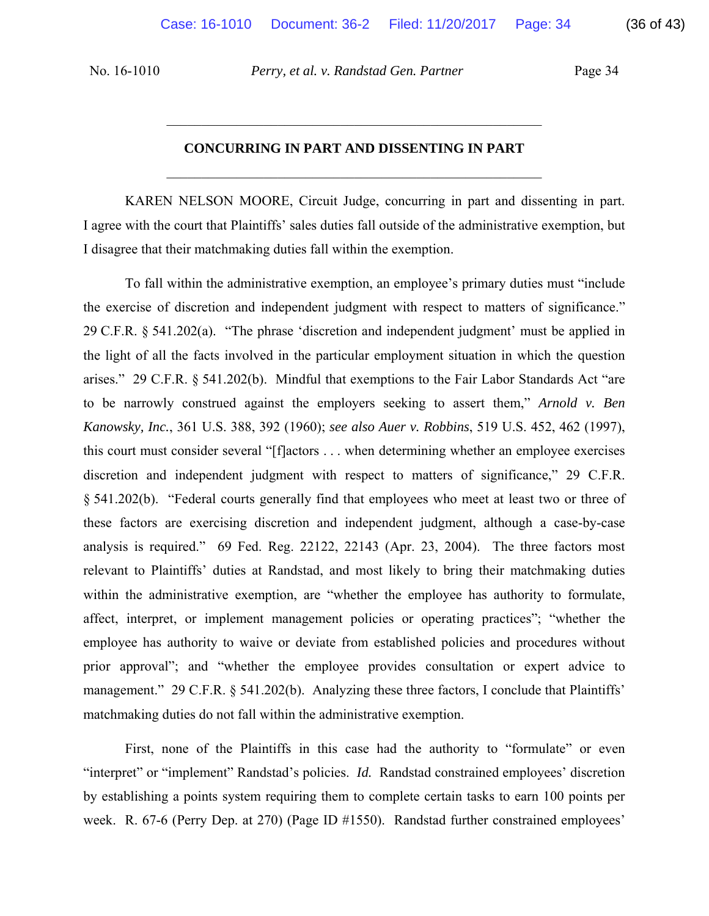## CONCURRING IN PART AND DISSENTING IN PART

KAREN NELSON MOORE, Circuit Judge, concurring in part and dissenting in part. I agree with the court that Plaintiffs' sales duties fall outside of the administrative exemption, but I disagree that their matchmaking duties fall within the exemption.

To fall within the administrative exemption, an employee's primary duties must "include the exercise of discretion and independent judgment with respect to matters of significance." 29 C.F.R. § 541.202(a). "The phrase 'discretion and independent judgment' must be applied in the light of all the facts involved in the particular employment situation in which the question arises." 29 C.F.R. § 541.202(b). Mindful that exemptions to the Fair Labor Standards Act "are to be narrowly construed against the employers seeking to assert them," *Arnold v. Ben Kanowsky, Inc.*, 361 U.S. 388, 392 (1960); *see also Auer v. Robbins*, 519 U.S. 452, 462 (1997), this court must consider several "[f]actors . . . when determining whether an employee exercises discretion and independent judgment with respect to matters of significance," 29 C.F.R. § 541.202(b). "Federal courts generally find that employees who meet at least two or three of these factors are exercising discretion and independent judgment, although a case-by-case analysis is required." 69 Fed. Reg. 22122, 22143 (Apr. 23, 2004). The three factors most relevant to Plaintiffs' duties at Randstad, and most likely to bring their matchmaking duties within the administrative exemption, are "whether the employee has authority to formulate, affect, interpret, or implement management policies or operating practices"; "whether the employee has authority to waive or deviate from established policies and procedures without prior approval"; and "whether the employee provides consultation or expert advice to management." 29 C.F.R. § 541.202(b). Analyzing these three factors, I conclude that Plaintiffs' matchmaking duties do not fall within the administrative exemption.

First, none of the Plaintiffs in this case had the authority to "formulate" or even "interpret" or "implement" Randstad's policies. *Id.* Randstad constrained employees' discretion by establishing a points system requiring them to complete certain tasks to earn 100 points per week. R. 67-6 (Perry Dep. at 270) (Page ID #1550). Randstad further constrained employees'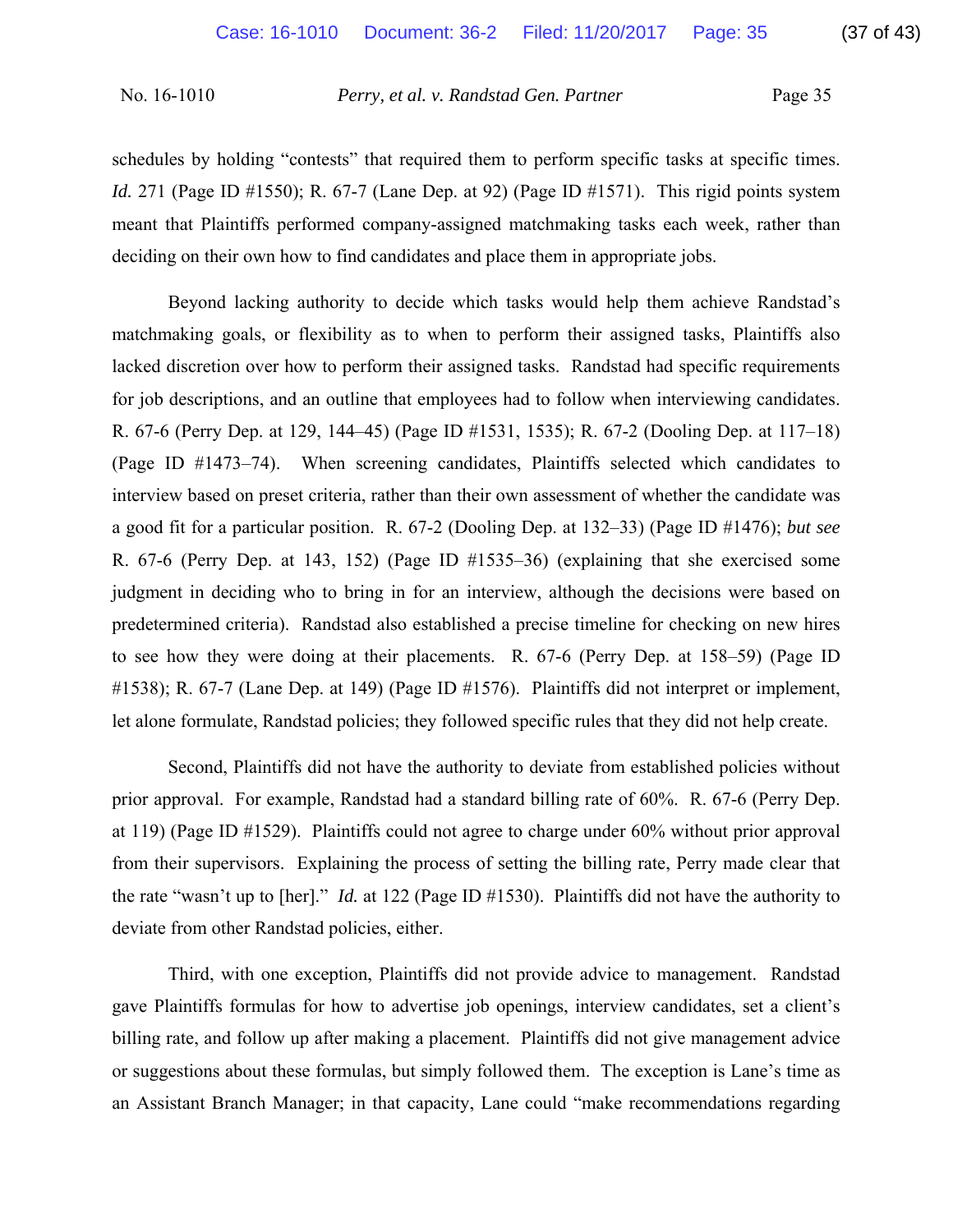schedules by holding "contests" that required them to perform specific tasks at specific times. *Id.* 271 (Page ID #1550); R. 67-7 (Lane Dep. at 92) (Page ID #1571). This rigid points system meant that Plaintiffs performed company-assigned matchmaking tasks each week, rather than deciding on their own how to find candidates and place them in appropriate jobs.

Beyond lacking authority to decide which tasks would help them achieve Randstad's matchmaking goals, or flexibility as to when to perform their assigned tasks, Plaintiffs also lacked discretion over how to perform their assigned tasks. Randstad had specific requirements for job descriptions, and an outline that employees had to follow when interviewing candidates. R. 67-6 (Perry Dep. at 129, 144–45) (Page ID #1531, 1535); R. 67-2 (Dooling Dep. at 117–18) (Page ID #1473–74). When screening candidates, Plaintiffs selected which candidates to interview based on preset criteria, rather than their own assessment of whether the candidate was a good fit for a particular position. R. 67-2 (Dooling Dep. at 132–33) (Page ID #1476); *but see* R. 67-6 (Perry Dep. at 143, 152) (Page ID #1535–36) (explaining that she exercised some judgment in deciding who to bring in for an interview, although the decisions were based on predetermined criteria). Randstad also established a precise timeline for checking on new hires to see how they were doing at their placements. R. 67-6 (Perry Dep. at 158–59) (Page ID #1538); R. 67-7 (Lane Dep. at 149) (Page ID #1576). Plaintiffs did not interpret or implement, let alone formulate, Randstad policies; they followed specific rules that they did not help create.

Second, Plaintiffs did not have the authority to deviate from established policies without prior approval. For example, Randstad had a standard billing rate of 60%. R. 67-6 (Perry Dep. at 119) (Page ID #1529). Plaintiffs could not agree to charge under 60% without prior approval from their supervisors. Explaining the process of setting the billing rate, Perry made clear that the rate "wasn't up to [her]." *Id.* at 122 (Page ID #1530). Plaintiffs did not have the authority to deviate from other Randstad policies, either.

Third, with one exception, Plaintiffs did not provide advice to management. Randstad gave Plaintiffs formulas for how to advertise job openings, interview candidates, set a client's billing rate, and follow up after making a placement. Plaintiffs did not give management advice or suggestions about these formulas, but simply followed them. The exception is Lane's time as an Assistant Branch Manager; in that capacity, Lane could "make recommendations regarding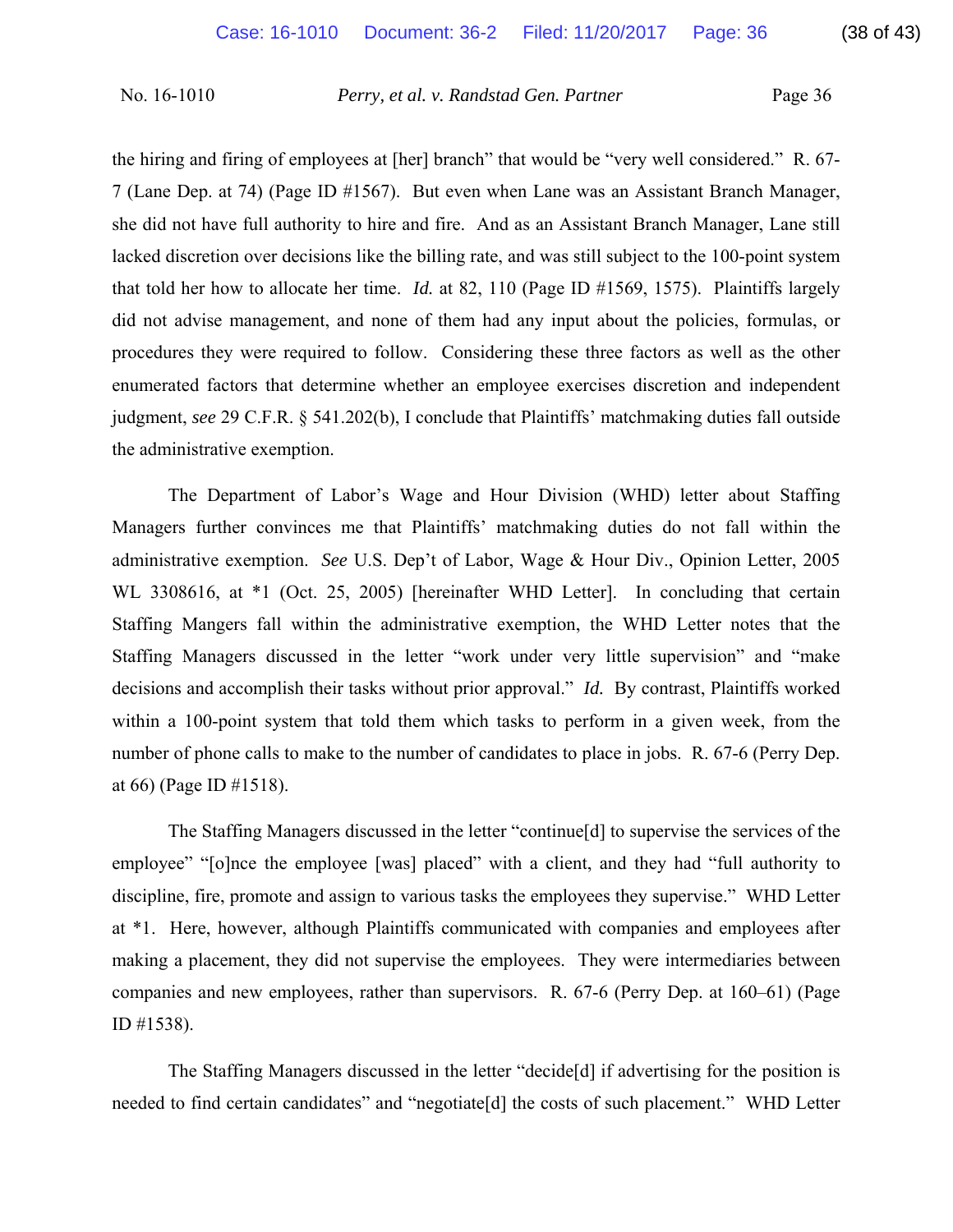the hiring and firing of employees at [her] branch" that would be "very well considered." R. 67-7 (Lane Dep. at 74) (Page ID #1567). But even when Lane was an Assistant Branch Manager, she did not have full authority to hire and fire. And as an Assistant Branch Manager, Lane still lacked discretion over decisions like the billing rate, and was still subject to the 100-point system that told her how to allocate her time. *Id.* at 82, 110 (Page ID #1569, 1575). Plaintiffs largely did not advise management, and none of them had any input about the policies, formulas, or procedures they were required to follow. Considering these three factors as well as the other enumerated factors that determine whether an employee exercises discretion and independent judgment, *see* 29 C.F.R. § 541.202(b), I conclude that Plaintiffs' matchmaking duties fall outside the administrative exemption.

The Department of Labor's Wage and Hour Division (WHD) letter about Staffing Managers further convinces me that Plaintiffs' matchmaking duties do not fall within the administrative exemption. *See* U.S. Dep't of Labor, Wage & Hour Div., Opinion Letter, 2005 WL 3308616, at *1 (Oct. 25, 2005) [hereinafter WHD Letter]. In concluding that certain Staffing Mangers fall within the administrative exemption, the WHD Letter notes that the Staffing Managers discussed in the letter "work under very little supervision" and "make decisions and accomplish their tasks without prior approval." *Id.* By contrast, Plaintiffs worked within a 100-point system that told them which tasks to perform in a given week, from the number of phone calls to make to the number of candidates to place in jobs. R. 67-6 (Perry Dep. at 66) (Page ID #1518).

The Staffing Managers discussed in the letter "continue[d] to supervise the services of the employee" "[o]nce the employee [was] placed" with a client, and they had "full authority to discipline, fire, promote and assign to various tasks the employees they supervise." WHD Letter at *1. Here, however, although Plaintiffs communicated with companies and employees after making a placement, they did not supervise the employees. They were intermediaries between companies and new employees, rather than supervisors. R. 67-6 (Perry Dep. at 160–61) (Page ID #1538).

The Staffing Managers discussed in the letter "decide[d] if advertising for the position is needed to find certain candidates" and "negotiate[d] the costs of such placement." WHD Letter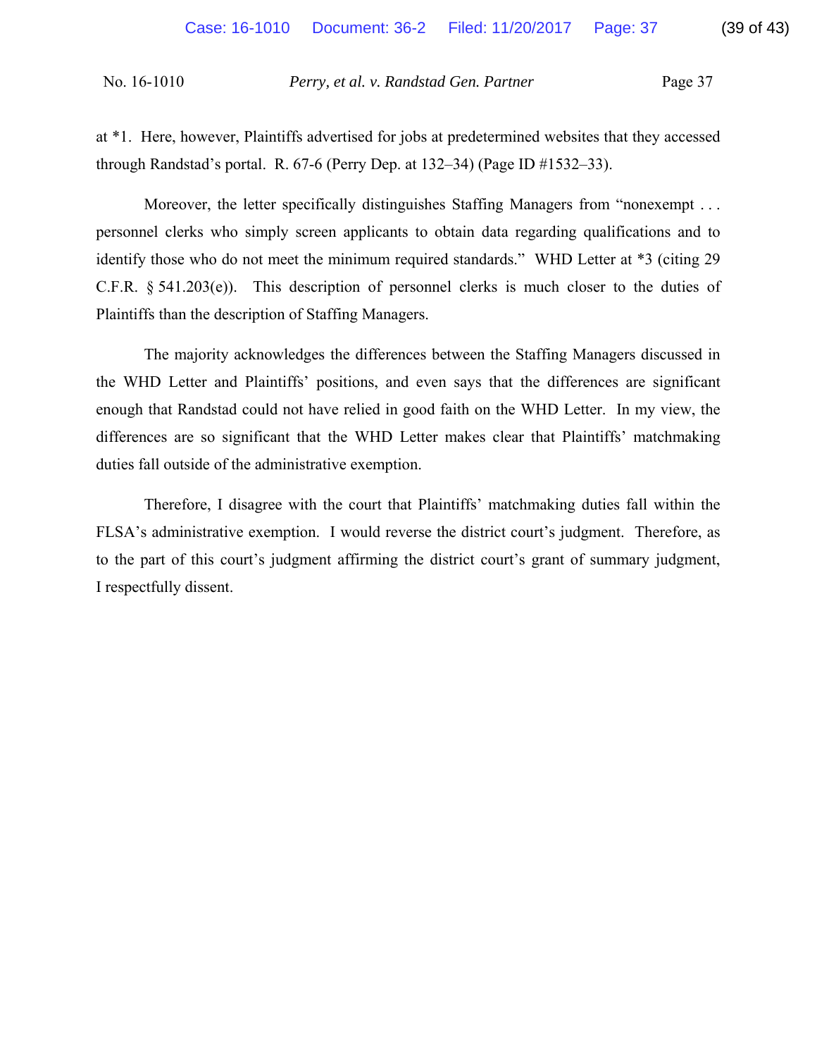at *1. Here, however, Plaintiffs advertised for jobs at predetermined websites that they accessed through Randstad's portal. R. 67-6 (Perry Dep. at 132–34) (Page ID #1532–33).

Moreover, the letter specifically distinguishes Staffing Managers from "nonexempt . . . personnel clerks who simply screen applicants to obtain data regarding qualifications and to identify those who do not meet the minimum required standards." WHD Letter at *3 (citing 29 C.F.R. § 541.203(e)). This description of personnel clerks is much closer to the duties of Plaintiffs than the description of Staffing Managers.

The majority acknowledges the differences between the Staffing Managers discussed in the WHD Letter and Plaintiffs' positions, and even says that the differences are significant enough that Randstad could not have relied in good faith on the WHD Letter. In my view, the differences are so significant that the WHD Letter makes clear that Plaintiffs' matchmaking duties fall outside of the administrative exemption.

Therefore, I disagree with the court that Plaintiffs' matchmaking duties fall within the FLSA's administrative exemption. I would reverse the district court's judgment. Therefore, as to the part of this court's judgment affirming the district court's grant of summary judgment, I respectfully dissent.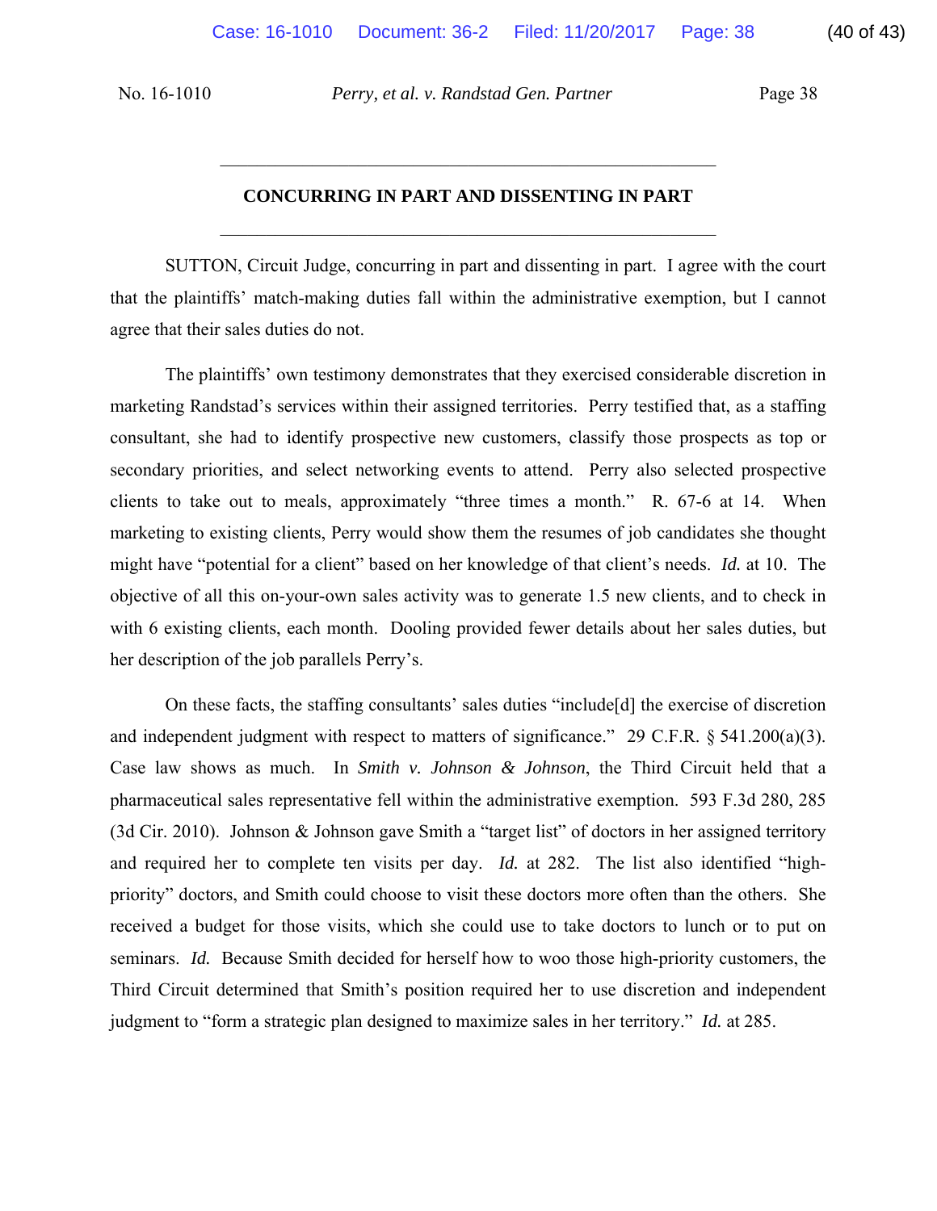## CONCURRING IN PART AND DISSENTING IN PART

SUTTON, Circuit Judge, concurring in part and dissenting in part. I agree with the court that the plaintiffs' match-making duties fall within the administrative exemption, but I cannot agree that their sales duties do not.

The plaintiffs' own testimony demonstrates that they exercised considerable discretion in marketing Randstad's services within their assigned territories. Perry testified that, as a staffing consultant, she had to identify prospective new customers, classify those prospects as top or secondary priorities, and select networking events to attend. Perry also selected prospective clients to take out to meals, approximately "three times a month." R. 67-6 at 14. When marketing to existing clients, Perry would show them the resumes of job candidates she thought might have "potential for a client" based on her knowledge of that client's needs. *Id.* at 10. The objective of all this on-your-own sales activity was to generate 1.5 new clients, and to check in with 6 existing clients, each month. Dooling provided fewer details about her sales duties, but her description of the job parallels Perry's.

On these facts, the staffing consultants' sales duties "include[d] the exercise of discretion and independent judgment with respect to matters of significance." 29 C.F.R. § 541.200(a)(3). Case law shows as much. In *Smith v. Johnson & Johnson*, the Third Circuit held that a pharmaceutical sales representative fell within the administrative exemption. 593 F.3d 280, 285 (3d Cir. 2010). Johnson & Johnson gave Smith a "target list" of doctors in her assigned territory and required her to complete ten visits per day. *Id.* at 282. The list also identified "high-priority" doctors, and Smith could choose to visit these doctors more often than the others. She received a budget for those visits, which she could use to take doctors to lunch or to put on seminars. *Id.* Because Smith decided for herself how to woo those high-priority customers, the Third Circuit determined that Smith's position required her to use discretion and independent judgment to "form a strategic plan designed to maximize sales in her territory." *Id.* at 285.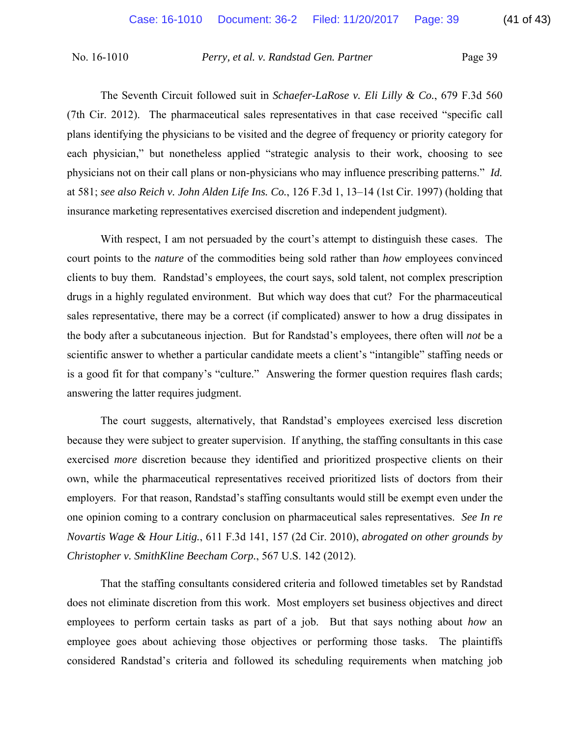The Seventh Circuit followed suit in *Schaefer-LaRose v. Eli Lilly & Co.*, 679 F.3d 560 (7th Cir. 2012). The pharmaceutical sales representatives in that case received "specific call plans identifying the physicians to be visited and the degree of frequency or priority category for each physician," but nonetheless applied "strategic analysis to their work, choosing to see physicians not on their call plans or non-physicians who may influence prescribing patterns." *Id.* at 581; *see also Reich v. John Alden Life Ins. Co.*, 126 F.3d 1, 13–14 (1st Cir. 1997) (holding that insurance marketing representatives exercised discretion and independent judgment).

With respect, I am not persuaded by the court's attempt to distinguish these cases. The court points to the *nature* of the commodities being sold rather than *how* employees convinced clients to buy them. Randstad's employees, the court says, sold talent, not complex prescription drugs in a highly regulated environment. But which way does that cut? For the pharmaceutical sales representative, there may be a correct (if complicated) answer to how a drug dissipates in the body after a subcutaneous injection. But for Randstad's employees, there often will *not* be a scientific answer to whether a particular candidate meets a client's "intangible" staffing needs or is a good fit for that company's "culture." Answering the former question requires flash cards; answering the latter requires judgment.

The court suggests, alternatively, that Randstad's employees exercised less discretion because they were subject to greater supervision. If anything, the staffing consultants in this case exercised *more* discretion because they identified and prioritized prospective clients on their own, while the pharmaceutical representatives received prioritized lists of doctors from their employers. For that reason, Randstad's staffing consultants would still be exempt even under the one opinion coming to a contrary conclusion on pharmaceutical sales representatives. *See In re Novartis Wage & Hour Litig.*, 611 F.3d 141, 157 (2d Cir. 2010), *abrogated on other grounds by Christopher v. SmithKline Beecham Corp.*, 567 U.S. 142 (2012).

That the staffing consultants considered criteria and followed timetables set by Randstad does not eliminate discretion from this work. Most employers set business objectives and direct employees to perform certain tasks as part of a job. But that says nothing about *how* an employee goes about achieving those objectives or performing those tasks. The plaintiffs considered Randstad's criteria and followed its scheduling requirements when matching job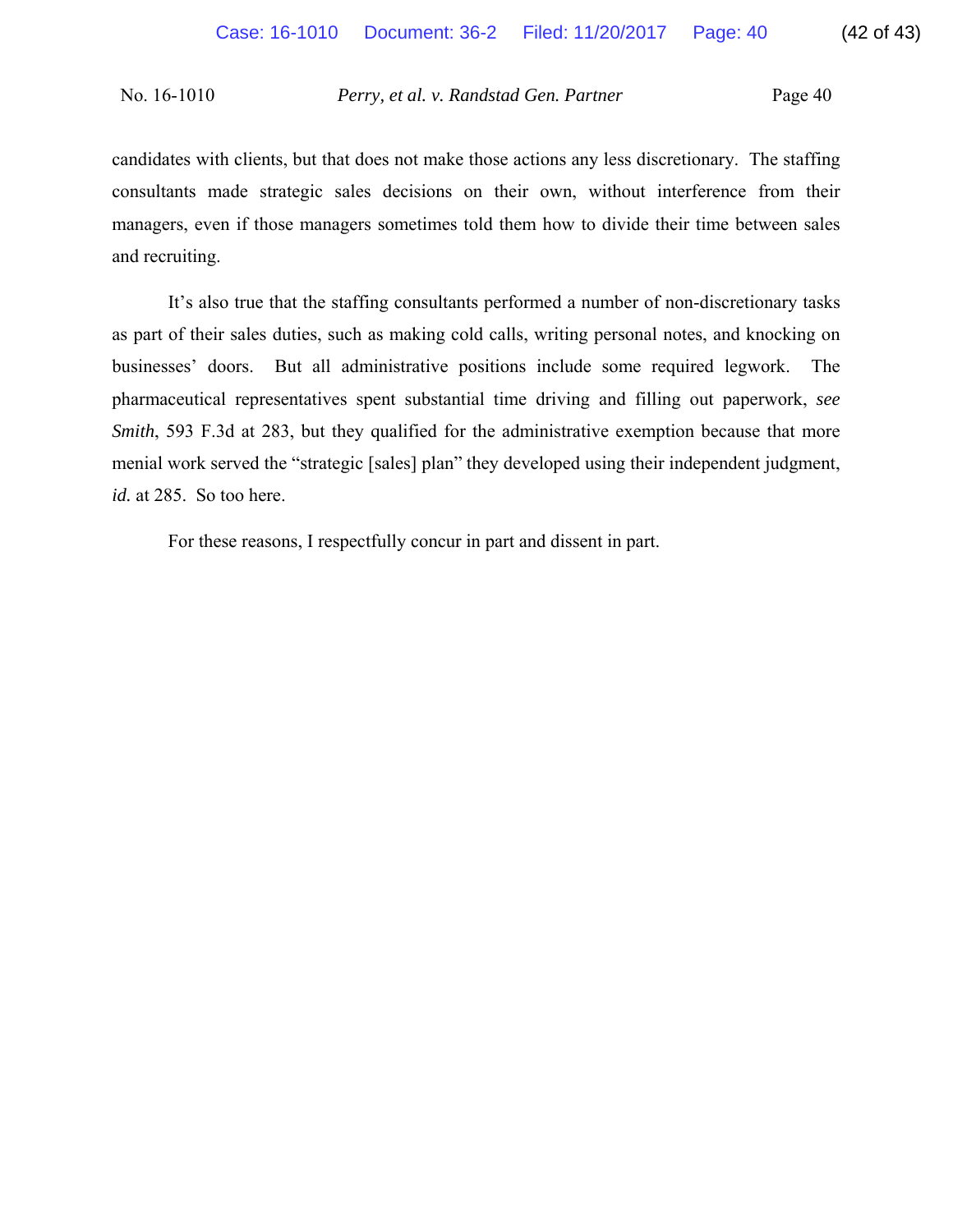candidates with clients, but that does not make those actions any less discretionary. The staffing consultants made strategic sales decisions on their own, without interference from their managers, even if those managers sometimes told them how to divide their time between sales and recruiting.

It's also true that the staffing consultants performed a number of non-discretionary tasks as part of their sales duties, such as making cold calls, writing personal notes, and knocking on businesses' doors. But all administrative positions include some required legwork. The pharmaceutical representatives spent substantial time driving and filling out paperwork, *see Smith*, 593 F.3d at 283, but they qualified for the administrative exemption because that more menial work served the "strategic [sales] plan" they developed using their independent judgment, *id.* at 285. So too here.

For these reasons, I respectfully concur in part and dissent in part.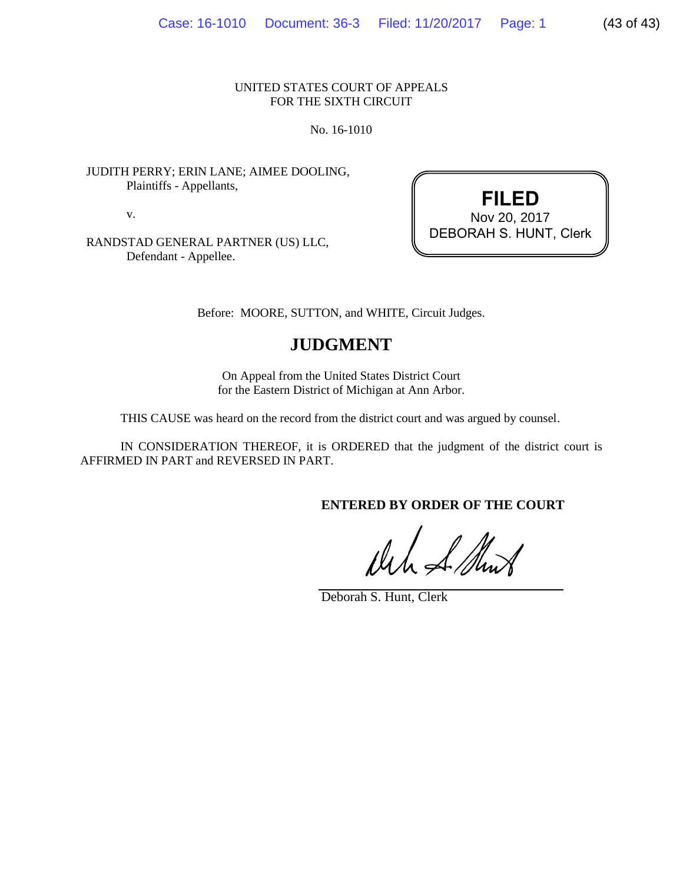UNITED STATES COURT OF APPEALS
FOR THE SIXTH CIRCUIT

No. 16-1010

JUDITH PERRY; ERIN LANE; AIMEE DOOLING,
Plaintiffs - Appellants,

v.

RANDSTAD GENERAL PARTNER (US) LLC,
Defendant - Appellee.

**FILED**
Nov 20, 2017
DEBORAH S. HUNT, Clerk

Before: MOORE, SUTTON, and WHITE, Circuit Judges.

# JUDGMENT

On Appeal from the United States District Court
for the Eastern District of Michigan at Ann Arbor.

THIS CAUSE was heard on the record from the district court and was argued by counsel.

IN CONSIDERATION THEREOF, it is ORDERED that the judgment of the district court is AFFIRMED IN PART and REVERSED IN PART.

**ENTERED BY ORDER OF THE COURT**

Deborah S. Hunt, Clerk